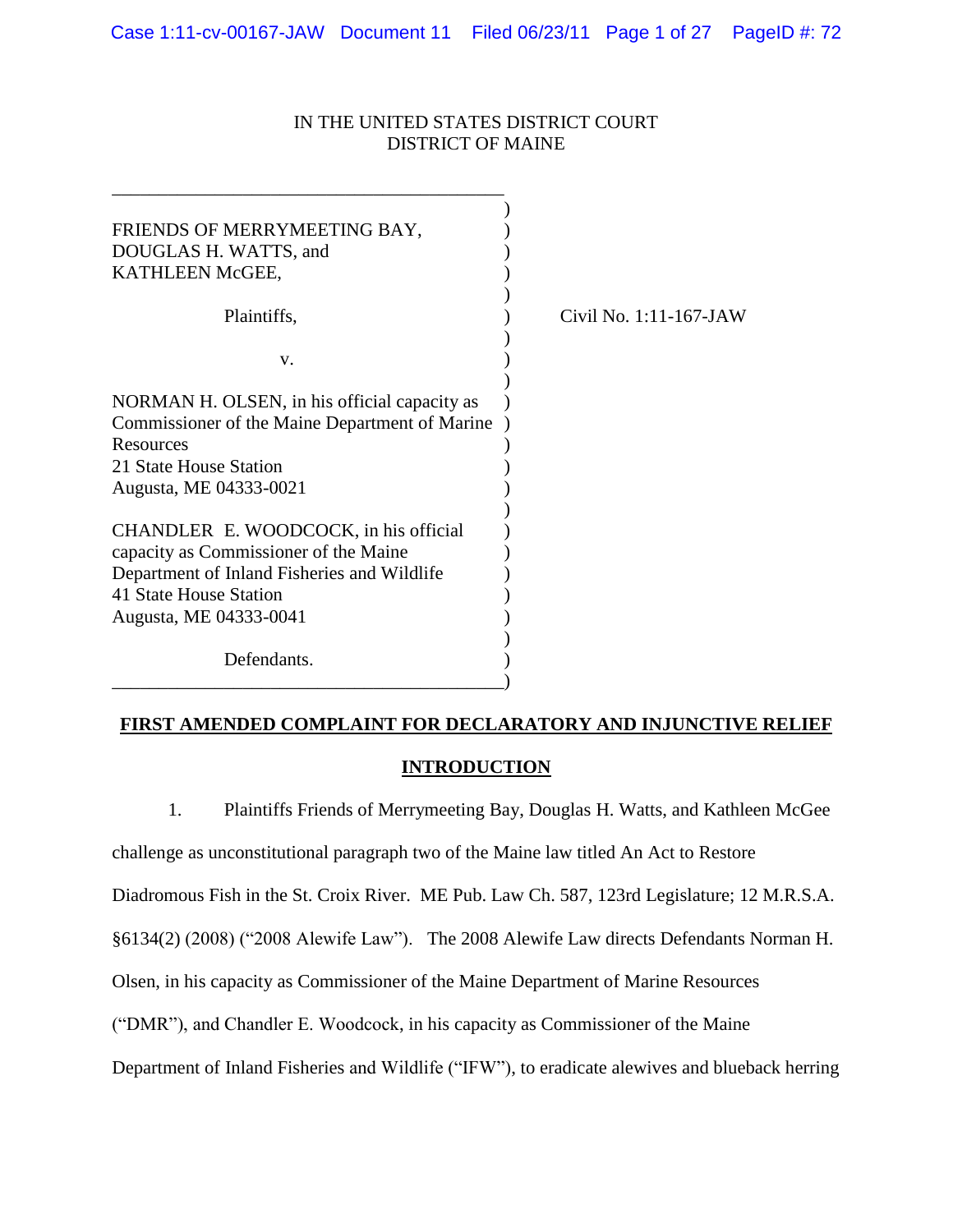IN THE UNITED STATES DISTRICT COURT
DISTRICT OF MAINE

FRIENDS OF MERRYMEETING BAY,
DOUGLAS H. WATTS, and
KATHLEEN McGEE,

Plaintiffs,

v.

NORMAN H. OLSEN, in his official capacity as Commissioner of the Maine Department of Marine Resources
21 State House Station
Augusta, ME 04333-0021

CHANDLER E. WOODCOCK, in his official capacity as Commissioner of the Maine Department of Inland Fisheries and Wildlife
41 State House Station
Augusta, ME 04333-0041

Defendants.

Civil No. 1:11-167-JAW

**FIRST AMENDED COMPLAINT FOR DECLARATORY AND INJUNCTIVE RELIEF**

**INTRODUCTION**

1. Plaintiffs Friends of Merrymeeting Bay, Douglas H. Watts, and Kathleen McGee challenge as unconstitutional paragraph two of the Maine law titled An Act to Restore Diadromous Fish in the St. Croix River. ME Pub. Law Ch. 587, 123rd Legislature; 12 M.R.S.A. §6134(2) (2008) ("2008 Alewife Law"). The 2008 Alewife Law directs Defendants Norman H. Olsen, in his capacity as Commissioner of the Maine Department of Marine Resources ("DMR"), and Chandler E. Woodcock, in his capacity as Commissioner of the Maine Department of Inland Fisheries and Wildlife ("IFW"), to eradicate alewives and blueback herring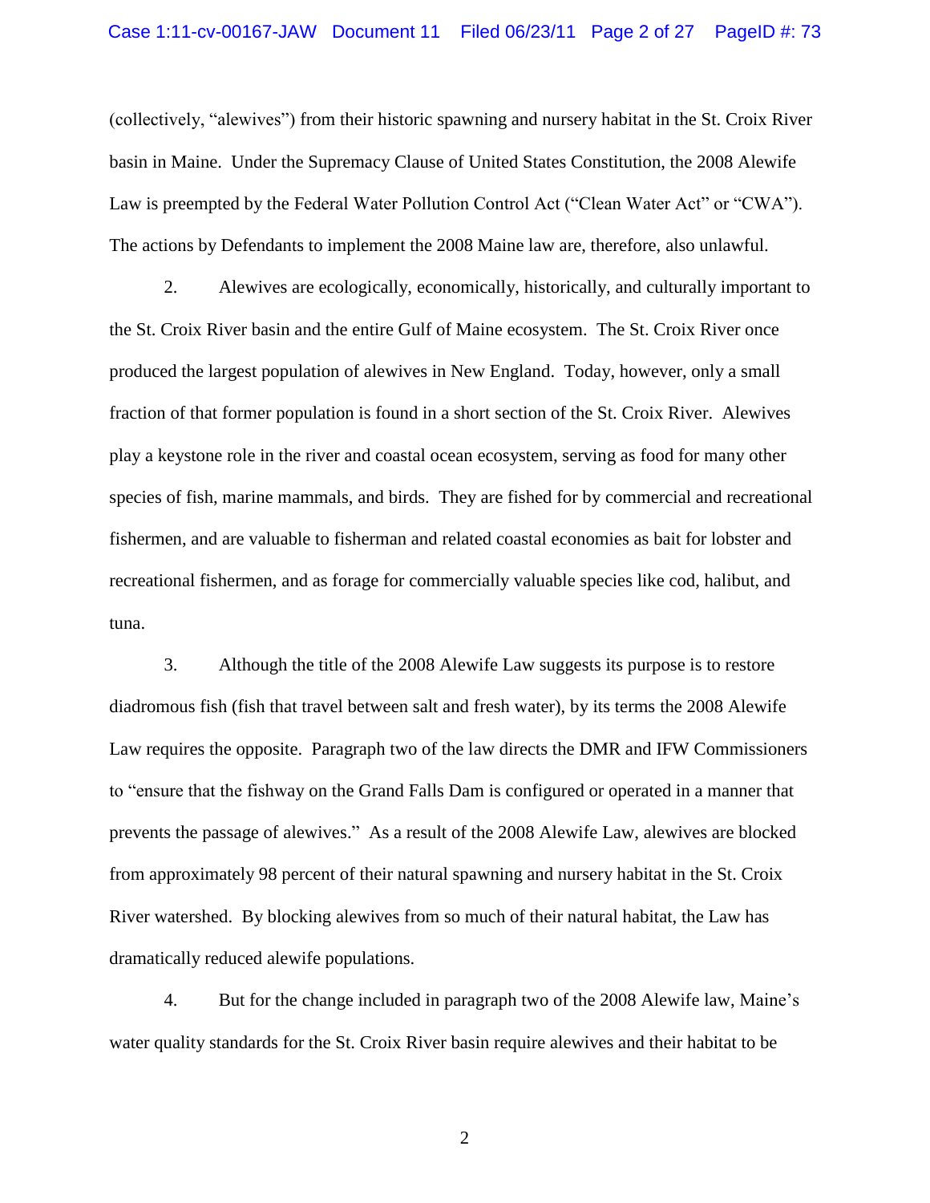(collectively, "alewives") from their historic spawning and nursery habitat in the St. Croix River basin in Maine. Under the Supremacy Clause of United States Constitution, the 2008 Alewife Law is preempted by the Federal Water Pollution Control Act ("Clean Water Act" or "CWA"). The actions by Defendants to implement the 2008 Maine law are, therefore, also unlawful.

2. Alewives are ecologically, economically, historically, and culturally important to the St. Croix River basin and the entire Gulf of Maine ecosystem. The St. Croix River once produced the largest population of alewives in New England. Today, however, only a small fraction of that former population is found in a short section of the St. Croix River. Alewives play a keystone role in the river and coastal ocean ecosystem, serving as food for many other species of fish, marine mammals, and birds. They are fished for by commercial and recreational fishermen, and are valuable to fisherman and related coastal economies as bait for lobster and recreational fishermen, and as forage for commercially valuable species like cod, halibut, and tuna.

3. Although the title of the 2008 Alewife Law suggests its purpose is to restore diadromous fish (fish that travel between salt and fresh water), by its terms the 2008 Alewife Law requires the opposite. Paragraph two of the law directs the DMR and IFW Commissioners to "ensure that the fishway on the Grand Falls Dam is configured or operated in a manner that prevents the passage of alewives." As a result of the 2008 Alewife Law, alewives are blocked from approximately 98 percent of their natural spawning and nursery habitat in the St. Croix River watershed. By blocking alewives from so much of their natural habitat, the Law has dramatically reduced alewife populations.

4. But for the change included in paragraph two of the 2008 Alewife law, Maine's water quality standards for the St. Croix River basin require alewives and their habitat to be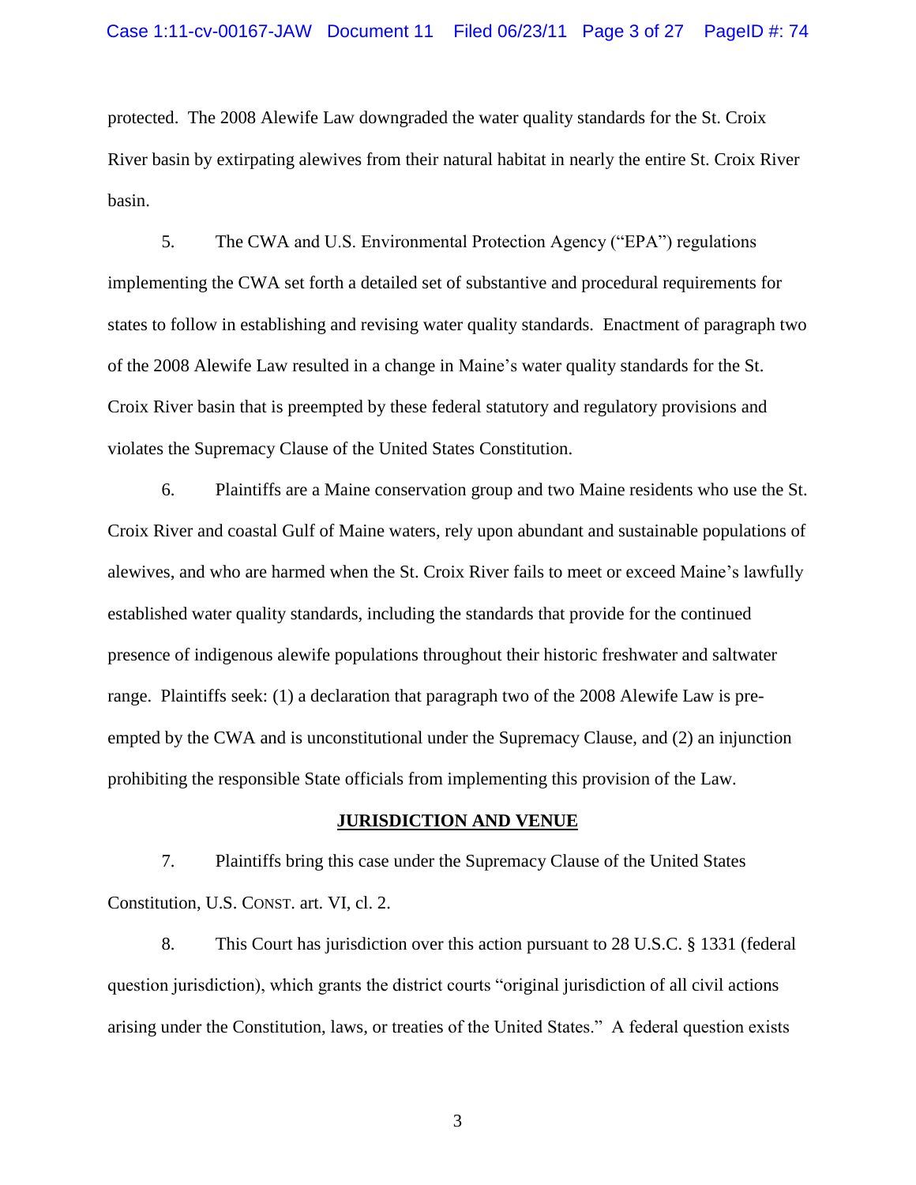protected. The 2008 Alewife Law downgraded the water quality standards for the St. Croix River basin by extirpating alewives from their natural habitat in nearly the entire St. Croix River basin.

5. The CWA and U.S. Environmental Protection Agency ("EPA") regulations implementing the CWA set forth a detailed set of substantive and procedural requirements for states to follow in establishing and revising water quality standards. Enactment of paragraph two of the 2008 Alewife Law resulted in a change in Maine's water quality standards for the St. Croix River basin that is preempted by these federal statutory and regulatory provisions and violates the Supremacy Clause of the United States Constitution.

6. Plaintiffs are a Maine conservation group and two Maine residents who use the St. Croix River and coastal Gulf of Maine waters, rely upon abundant and sustainable populations of alewives, and who are harmed when the St. Croix River fails to meet or exceed Maine's lawfully established water quality standards, including the standards that provide for the continued presence of indigenous alewife populations throughout their historic freshwater and saltwater range. Plaintiffs seek: (1) a declaration that paragraph two of the 2008 Alewife Law is pre-empted by the CWA and is unconstitutional under the Supremacy Clause, and (2) an injunction prohibiting the responsible State officials from implementing this provision of the Law.

## JURISDICTION AND VENUE

7. Plaintiffs bring this case under the Supremacy Clause of the United States Constitution, U.S. CONST. art. VI, cl. 2.

8. This Court has jurisdiction over this action pursuant to 28 U.S.C. § 1331 (federal question jurisdiction), which grants the district courts "original jurisdiction of all civil actions arising under the Constitution, laws, or treaties of the United States." A federal question exists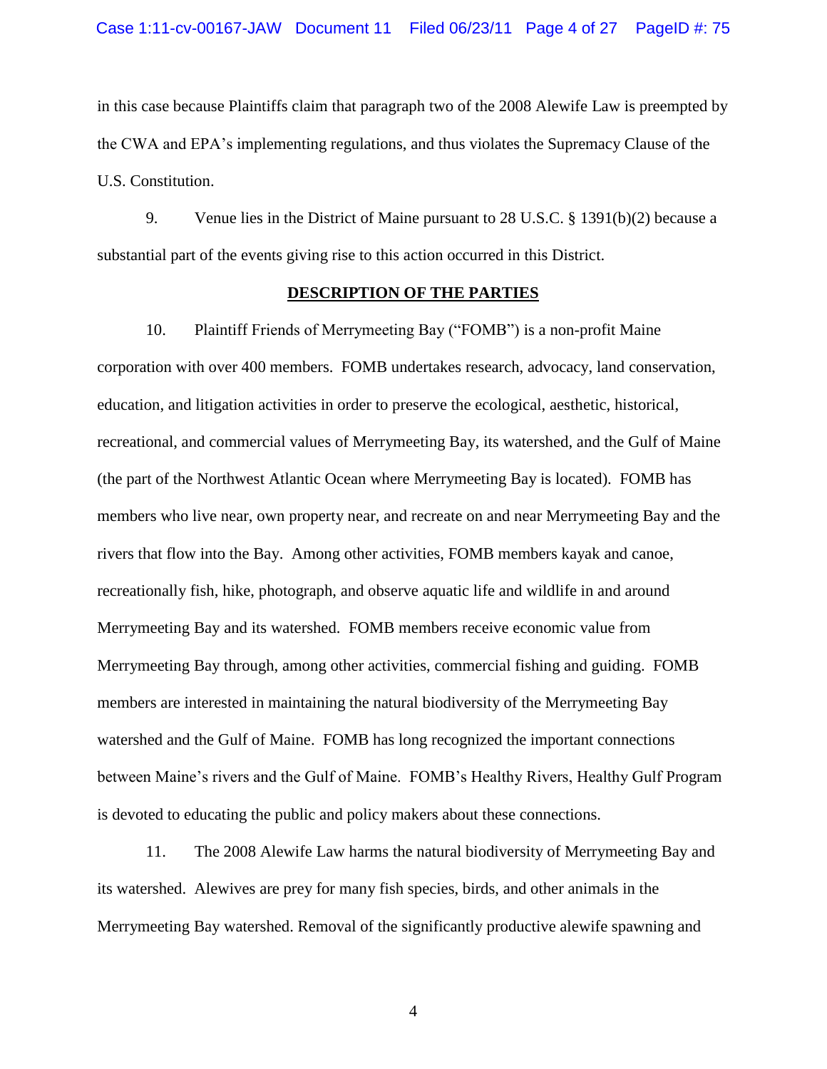in this case because Plaintiffs claim that paragraph two of the 2008 Alewife Law is preempted by the CWA and EPA's implementing regulations, and thus violates the Supremacy Clause of the U.S. Constitution.

9. Venue lies in the District of Maine pursuant to 28 U.S.C. § 1391(b)(2) because a substantial part of the events giving rise to this action occurred in this District.

## DESCRIPTION OF THE PARTIES

10. Plaintiff Friends of Merrymeeting Bay ("FOMB") is a non-profit Maine corporation with over 400 members. FOMB undertakes research, advocacy, land conservation, education, and litigation activities in order to preserve the ecological, aesthetic, historical, recreational, and commercial values of Merrymeeting Bay, its watershed, and the Gulf of Maine (the part of the Northwest Atlantic Ocean where Merrymeeting Bay is located). FOMB has members who live near, own property near, and recreate on and near Merrymeeting Bay and the rivers that flow into the Bay. Among other activities, FOMB members kayak and canoe, recreationally fish, hike, photograph, and observe aquatic life and wildlife in and around Merrymeeting Bay and its watershed. FOMB members receive economic value from Merrymeeting Bay through, among other activities, commercial fishing and guiding. FOMB members are interested in maintaining the natural biodiversity of the Merrymeeting Bay watershed and the Gulf of Maine. FOMB has long recognized the important connections between Maine's rivers and the Gulf of Maine. FOMB's Healthy Rivers, Healthy Gulf Program is devoted to educating the public and policy makers about these connections.

11. The 2008 Alewife Law harms the natural biodiversity of Merrymeeting Bay and its watershed. Alewives are prey for many fish species, birds, and other animals in the Merrymeeting Bay watershed. Removal of the significantly productive alewife spawning and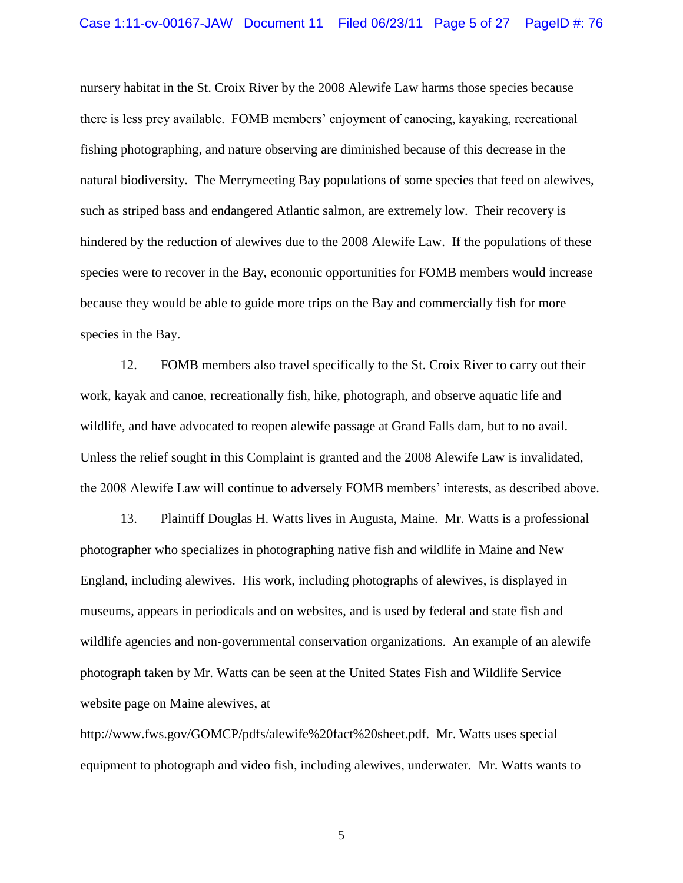nursery habitat in the St. Croix River by the 2008 Alewife Law harms those species because there is less prey available. FOMB members' enjoyment of canoeing, kayaking, recreational fishing photographing, and nature observing are diminished because of this decrease in the natural biodiversity. The Merrymeeting Bay populations of some species that feed on alewives, such as striped bass and endangered Atlantic salmon, are extremely low. Their recovery is hindered by the reduction of alewives due to the 2008 Alewife Law. If the populations of these species were to recover in the Bay, economic opportunities for FOMB members would increase because they would be able to guide more trips on the Bay and commercially fish for more species in the Bay.

12. FOMB members also travel specifically to the St. Croix River to carry out their work, kayak and canoe, recreationally fish, hike, photograph, and observe aquatic life and wildlife, and have advocated to reopen alewife passage at Grand Falls dam, but to no avail. Unless the relief sought in this Complaint is granted and the 2008 Alewife Law is invalidated, the 2008 Alewife Law will continue to adversely FOMB members' interests, as described above.

13. Plaintiff Douglas H. Watts lives in Augusta, Maine. Mr. Watts is a professional photographer who specializes in photographing native fish and wildlife in Maine and New England, including alewives. His work, including photographs of alewives, is displayed in museums, appears in periodicals and on websites, and is used by federal and state fish and wildlife agencies and non-governmental conservation organizations. An example of an alewife photograph taken by Mr. Watts can be seen at the United States Fish and Wildlife Service website page on Maine alewives, at http://www.fws.gov/GOMCP/pdfs/alewife%20fact%20sheet.pdf. Mr. Watts uses special equipment to photograph and video fish, including alewives, underwater. Mr. Watts wants to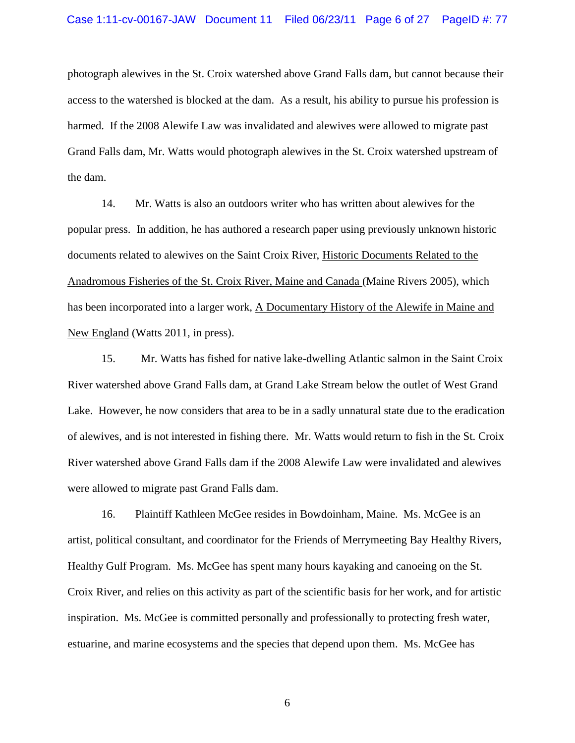photograph alewives in the St. Croix watershed above Grand Falls dam, but cannot because their access to the watershed is blocked at the dam. As a result, his ability to pursue his profession is harmed. If the 2008 Alewife Law was invalidated and alewives were allowed to migrate past Grand Falls dam, Mr. Watts would photograph alewives in the St. Croix watershed upstream of the dam.

14. Mr. Watts is also an outdoors writer who has written about alewives for the popular press. In addition, he has authored a research paper using previously unknown historic documents related to alewives on the Saint Croix River, Historic Documents Related to the Anadromous Fisheries of the St. Croix River, Maine and Canada (Maine Rivers 2005), which has been incorporated into a larger work, A Documentary History of the Alewife in Maine and New England (Watts 2011, in press).

15. Mr. Watts has fished for native lake-dwelling Atlantic salmon in the Saint Croix River watershed above Grand Falls dam, at Grand Lake Stream below the outlet of West Grand Lake. However, he now considers that area to be in a sadly unnatural state due to the eradication of alewives, and is not interested in fishing there. Mr. Watts would return to fish in the St. Croix River watershed above Grand Falls dam if the 2008 Alewife Law were invalidated and alewives were allowed to migrate past Grand Falls dam.

16. Plaintiff Kathleen McGee resides in Bowdoinham, Maine. Ms. McGee is an artist, political consultant, and coordinator for the Friends of Merrymeeting Bay Healthy Rivers, Healthy Gulf Program. Ms. McGee has spent many hours kayaking and canoeing on the St. Croix River, and relies on this activity as part of the scientific basis for her work, and for artistic inspiration. Ms. McGee is committed personally and professionally to protecting fresh water, estuarine, and marine ecosystems and the species that depend upon them. Ms. McGee has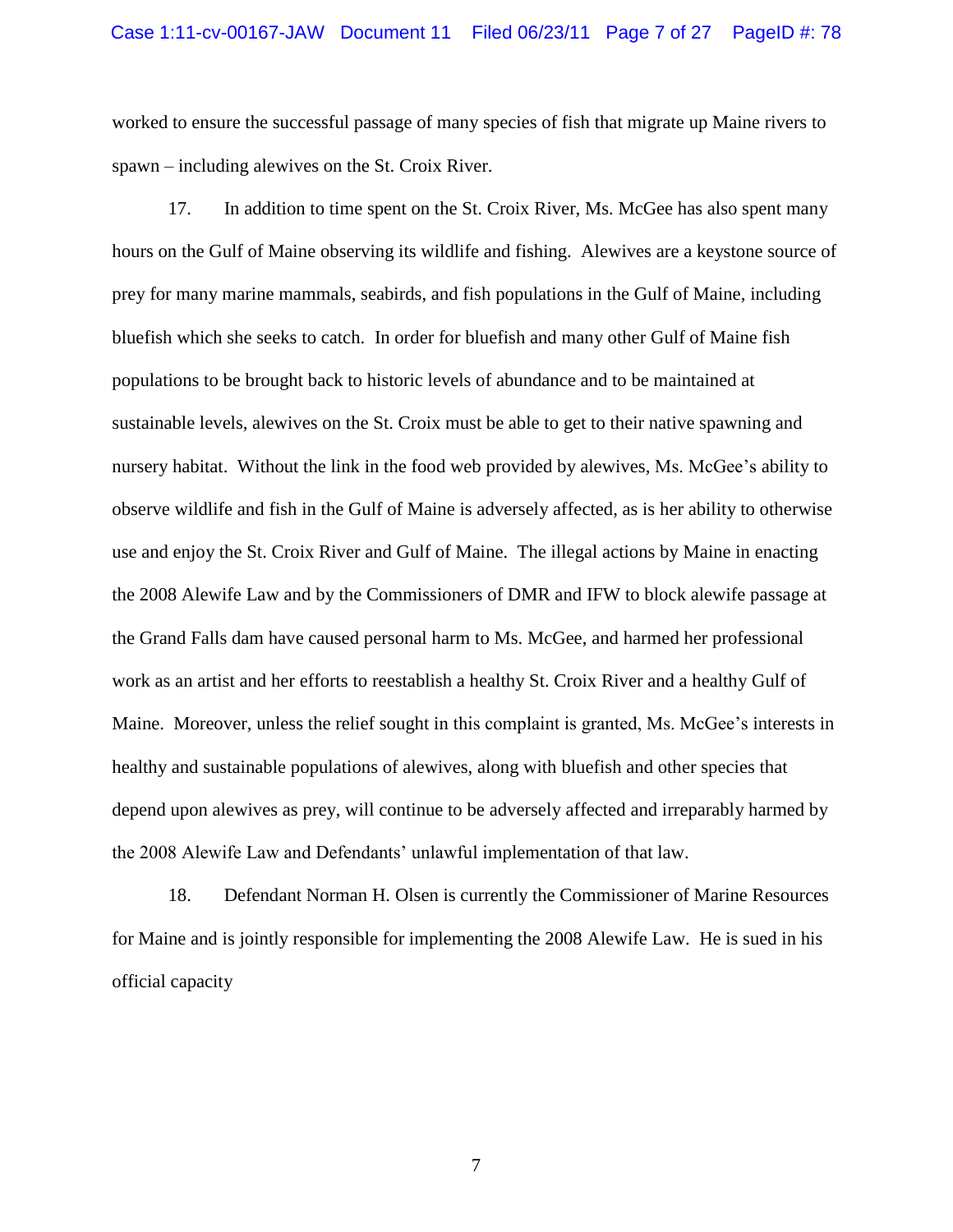worked to ensure the successful passage of many species of fish that migrate up Maine rivers to spawn – including alewives on the St. Croix River.

17. In addition to time spent on the St. Croix River, Ms. McGee has also spent many hours on the Gulf of Maine observing its wildlife and fishing. Alewives are a keystone source of prey for many marine mammals, seabirds, and fish populations in the Gulf of Maine, including bluefish which she seeks to catch. In order for bluefish and many other Gulf of Maine fish populations to be brought back to historic levels of abundance and to be maintained at sustainable levels, alewives on the St. Croix must be able to get to their native spawning and nursery habitat. Without the link in the food web provided by alewives, Ms. McGee's ability to observe wildlife and fish in the Gulf of Maine is adversely affected, as is her ability to otherwise use and enjoy the St. Croix River and Gulf of Maine. The illegal actions by Maine in enacting the 2008 Alewife Law and by the Commissioners of DMR and IFW to block alewife passage at the Grand Falls dam have caused personal harm to Ms. McGee, and harmed her professional work as an artist and her efforts to reestablish a healthy St. Croix River and a healthy Gulf of Maine. Moreover, unless the relief sought in this complaint is granted, Ms. McGee's interests in healthy and sustainable populations of alewives, along with bluefish and other species that depend upon alewives as prey, will continue to be adversely affected and irreparably harmed by the 2008 Alewife Law and Defendants' unlawful implementation of that law.

18. Defendant Norman H. Olsen is currently the Commissioner of Marine Resources for Maine and is jointly responsible for implementing the 2008 Alewife Law. He is sued in his official capacity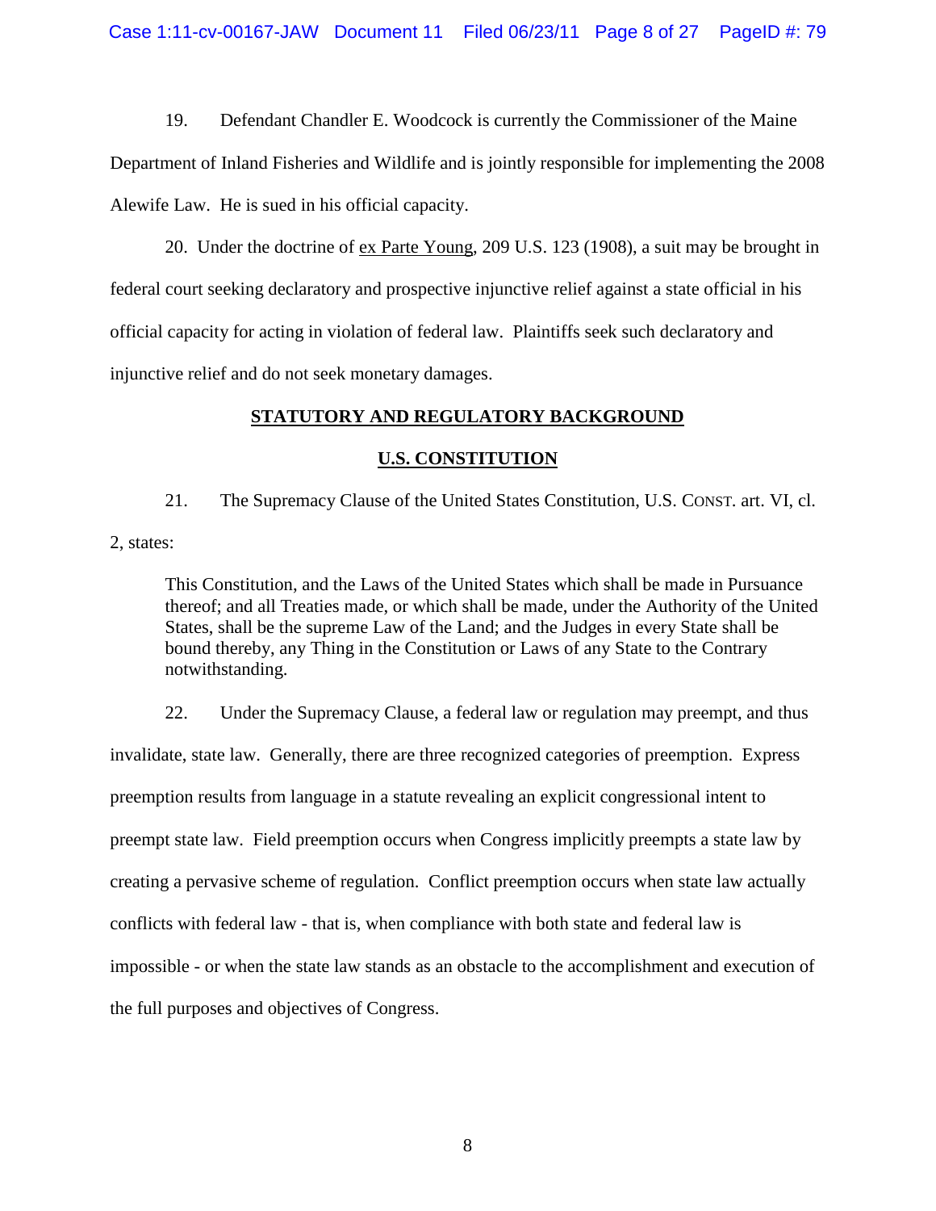19. Defendant Chandler E. Woodcock is currently the Commissioner of the Maine Department of Inland Fisheries and Wildlife and is jointly responsible for implementing the 2008 Alewife Law. He is sued in his official capacity.

20. Under the doctrine of ex Parte Young, 209 U.S. 123 (1908), a suit may be brought in federal court seeking declaratory and prospective injunctive relief against a state official in his official capacity for acting in violation of federal law. Plaintiffs seek such declaratory and injunctive relief and do not seek monetary damages.

## STATUTORY AND REGULATORY BACKGROUND

### U.S. CONSTITUTION

21. The Supremacy Clause of the United States Constitution, U.S. CONST. art. VI, cl. 2, states:

> This Constitution, and the Laws of the United States which shall be made in Pursuance thereof; and all Treaties made, or which shall be made, under the Authority of the United States, shall be the supreme Law of the Land; and the Judges in every State shall be bound thereby, any Thing in the Constitution or Laws of any State to the Contrary notwithstanding.

22. Under the Supremacy Clause, a federal law or regulation may preempt, and thus invalidate, state law. Generally, there are three recognized categories of preemption. Express preemption results from language in a statute revealing an explicit congressional intent to preempt state law. Field preemption occurs when Congress implicitly preempts a state law by creating a pervasive scheme of regulation. Conflict preemption occurs when state law actually conflicts with federal law - that is, when compliance with both state and federal law is impossible - or when the state law stands as an obstacle to the accomplishment and execution of the full purposes and objectives of Congress.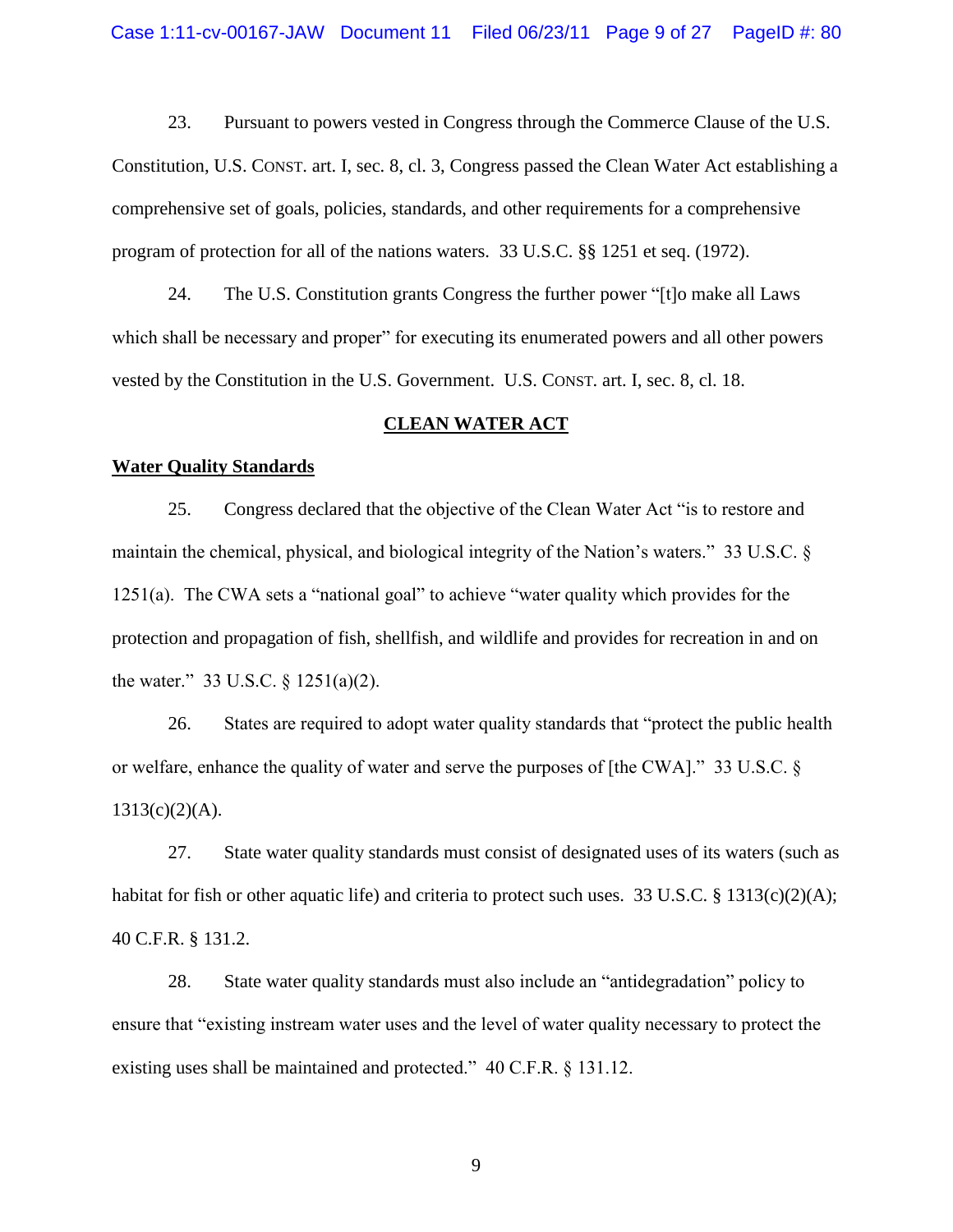23. Pursuant to powers vested in Congress through the Commerce Clause of the U.S. Constitution, U.S. CONST. art. I, sec. 8, cl. 3, Congress passed the Clean Water Act establishing a comprehensive set of goals, policies, standards, and other requirements for a comprehensive program of protection for all of the nations waters. 33 U.S.C. §§ 1251 et seq. (1972).

24. The U.S. Constitution grants Congress the further power "[t]o make all Laws which shall be necessary and proper" for executing its enumerated powers and all other powers vested by the Constitution in the U.S. Government. U.S. CONST. art. I, sec. 8, cl. 18.

## CLEAN WATER ACT

### Water Quality Standards

25. Congress declared that the objective of the Clean Water Act "is to restore and maintain the chemical, physical, and biological integrity of the Nation's waters." 33 U.S.C. § 1251(a). The CWA sets a "national goal" to achieve "water quality which provides for the protection and propagation of fish, shellfish, and wildlife and provides for recreation in and on the water." 33 U.S.C. § 1251(a)(2).

26. States are required to adopt water quality standards that "protect the public health or welfare, enhance the quality of water and serve the purposes of [the CWA]." 33 U.S.C. § 1313(c)(2)(A).

27. State water quality standards must consist of designated uses of its waters (such as habitat for fish or other aquatic life) and criteria to protect such uses. 33 U.S.C. § 1313(c)(2)(A); 40 C.F.R. § 131.2.

28. State water quality standards must also include an "antidegradation" policy to ensure that "existing instream water uses and the level of water quality necessary to protect the existing uses shall be maintained and protected." 40 C.F.R. § 131.12.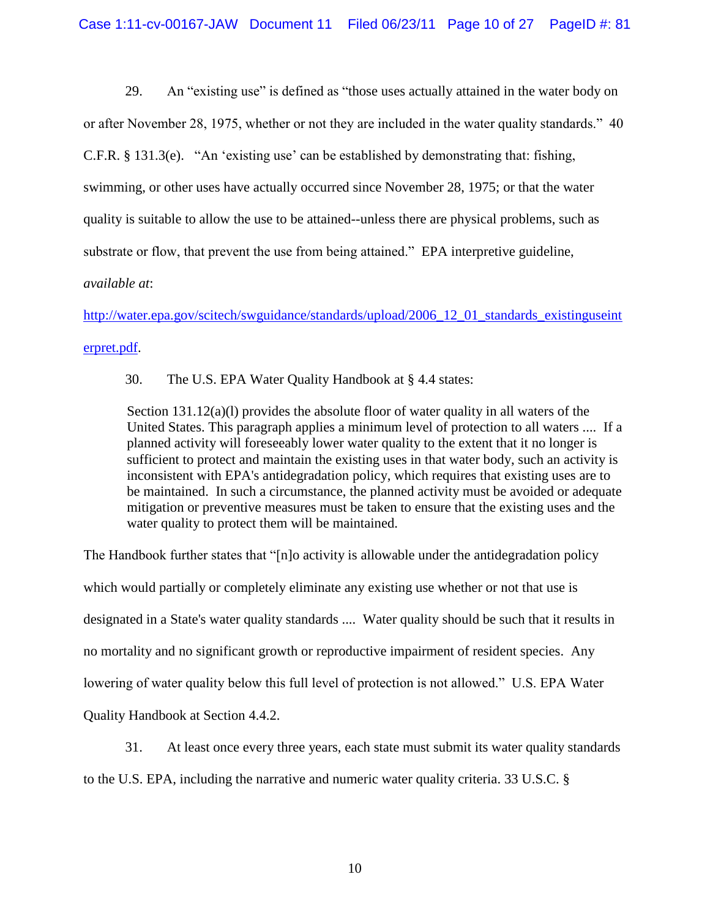29. An "existing use" is defined as "those uses actually attained in the water body on or after November 28, 1975, whether or not they are included in the water quality standards." 40 C.F.R. § 131.3(e). "An 'existing use' can be established by demonstrating that: fishing, swimming, or other uses have actually occurred since November 28, 1975; or that the water quality is suitable to allow the use to be attained--unless there are physical problems, such as substrate or flow, that prevent the use from being attained." EPA interpretive guideline, *available at*: http://water.epa.gov/scitech/swguidance/standards/upload/2006_12_01_standards_existinguseinterpret.pdf.

30. The U.S. EPA Water Quality Handbook at § 4.4 states:

> Section 131.12(a)(l) provides the absolute floor of water quality in all waters of the United States. This paragraph applies a minimum level of protection to all waters .... If a planned activity will foreseeably lower water quality to the extent that it no longer is sufficient to protect and maintain the existing uses in that water body, such an activity is inconsistent with EPA's antidegradation policy, which requires that existing uses are to be maintained. In such a circumstance, the planned activity must be avoided or adequate mitigation or preventive measures must be taken to ensure that the existing uses and the water quality to protect them will be maintained.

The Handbook further states that "[n]o activity is allowable under the antidegradation policy which would partially or completely eliminate any existing use whether or not that use is designated in a State's water quality standards .... Water quality should be such that it results in no mortality and no significant growth or reproductive impairment of resident species. Any lowering of water quality below this full level of protection is not allowed." U.S. EPA Water Quality Handbook at Section 4.4.2.

31. At least once every three years, each state must submit its water quality standards to the U.S. EPA, including the narrative and numeric water quality criteria. 33 U.S.C. §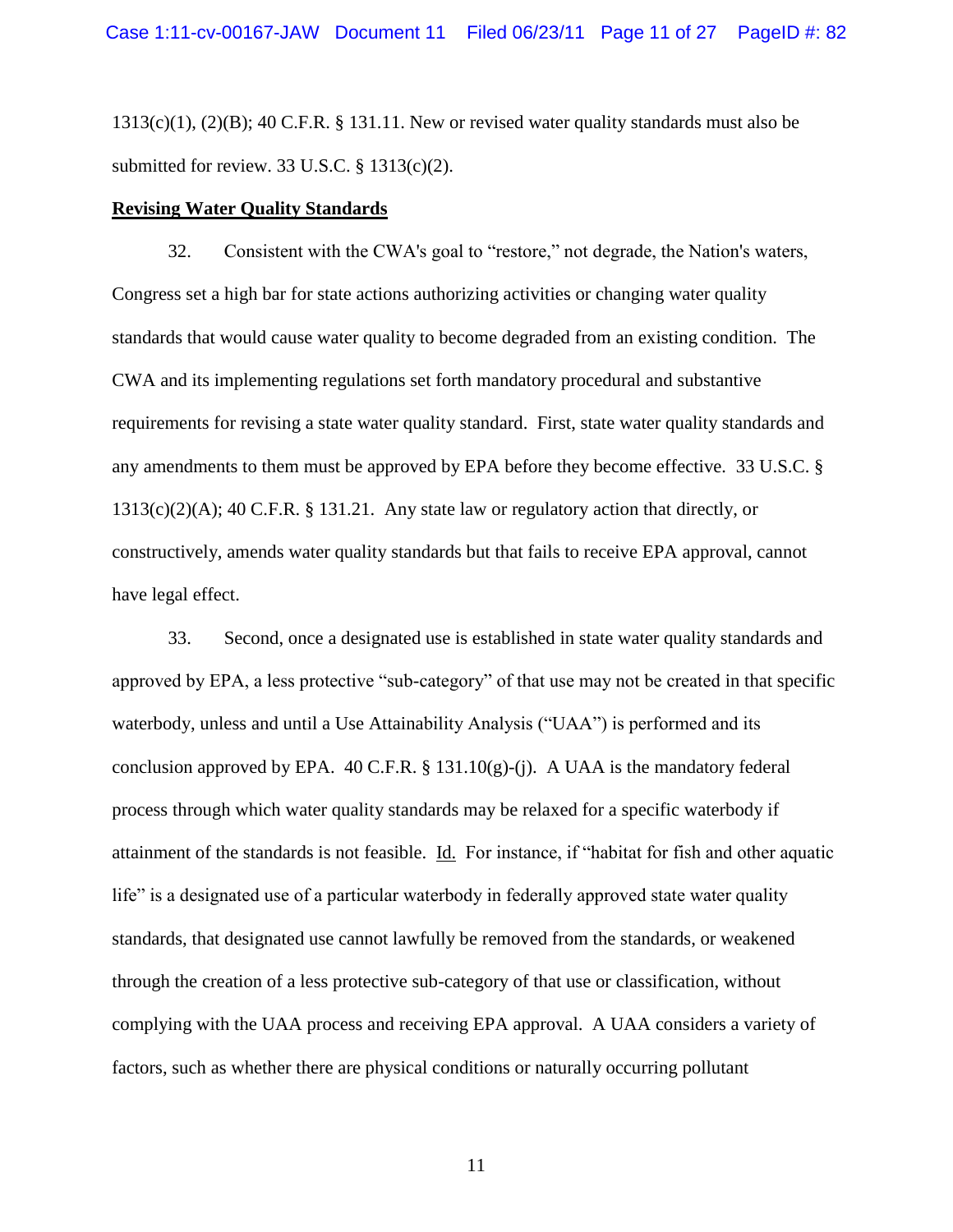1313(c)(1), (2)(B); 40 C.F.R. § 131.11. New or revised water quality standards must also be submitted for review. 33 U.S.C. § 1313(c)(2).

**Revising Water Quality Standards**

32. Consistent with the CWA's goal to "restore," not degrade, the Nation's waters, Congress set a high bar for state actions authorizing activities or changing water quality standards that would cause water quality to become degraded from an existing condition. The CWA and its implementing regulations set forth mandatory procedural and substantive requirements for revising a state water quality standard. First, state water quality standards and any amendments to them must be approved by EPA before they become effective. 33 U.S.C. § 1313(c)(2)(A); 40 C.F.R. § 131.21. Any state law or regulatory action that directly, or constructively, amends water quality standards but that fails to receive EPA approval, cannot have legal effect.

33. Second, once a designated use is established in state water quality standards and approved by EPA, a less protective "sub-category" of that use may not be created in that specific waterbody, unless and until a Use Attainability Analysis ("UAA") is performed and its conclusion approved by EPA. 40 C.F.R. § 131.10(g)-(j). A UAA is the mandatory federal process through which water quality standards may be relaxed for a specific waterbody if attainment of the standards is not feasible. Id. For instance, if "habitat for fish and other aquatic life" is a designated use of a particular waterbody in federally approved state water quality standards, that designated use cannot lawfully be removed from the standards, or weakened through the creation of a less protective sub-category of that use or classification, without complying with the UAA process and receiving EPA approval. A UAA considers a variety of factors, such as whether there are physical conditions or naturally occurring pollutant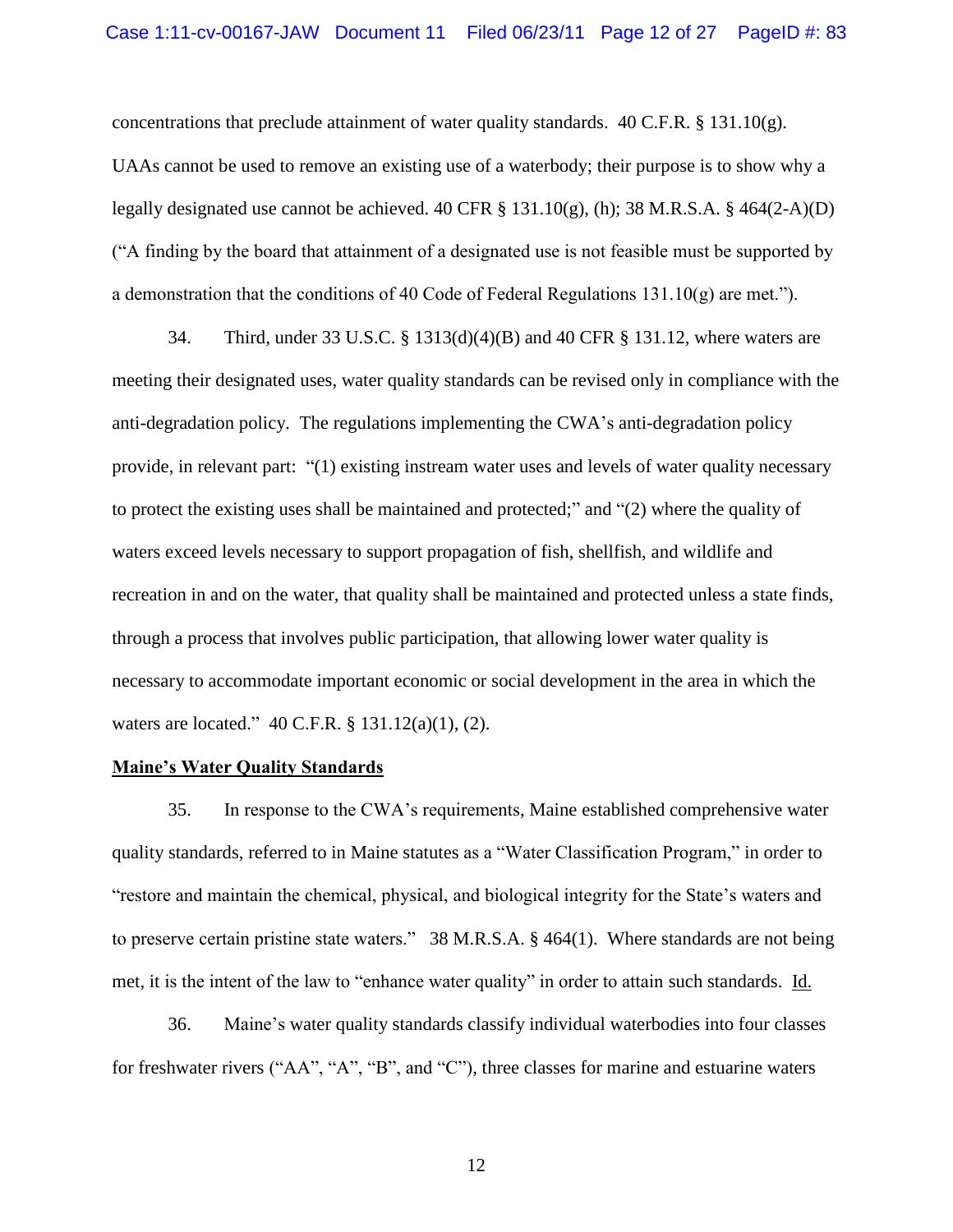concentrations that preclude attainment of water quality standards. 40 C.F.R. § 131.10(g). UAAs cannot be used to remove an existing use of a waterbody; their purpose is to show why a legally designated use cannot be achieved. 40 CFR § 131.10(g), (h); 38 M.R.S.A. § 464(2-A)(D) ("A finding by the board that attainment of a designated use is not feasible must be supported by a demonstration that the conditions of 40 Code of Federal Regulations 131.10(g) are met.").

34. Third, under 33 U.S.C. § 1313(d)(4)(B) and 40 CFR § 131.12, where waters are meeting their designated uses, water quality standards can be revised only in compliance with the anti-degradation policy. The regulations implementing the CWA's anti-degradation policy provide, in relevant part: "(1) existing instream water uses and levels of water quality necessary to protect the existing uses shall be maintained and protected;" and "(2) where the quality of waters exceed levels necessary to support propagation of fish, shellfish, and wildlife and recreation in and on the water, that quality shall be maintained and protected unless a state finds, through a process that involves public participation, that allowing lower water quality is necessary to accommodate important economic or social development in the area in which the waters are located." 40 C.F.R. § 131.12(a)(1), (2).

**<u>Maine's Water Quality Standards</u>**

35. In response to the CWA's requirements, Maine established comprehensive water quality standards, referred to in Maine statutes as a "Water Classification Program," in order to "restore and maintain the chemical, physical, and biological integrity for the State's waters and to preserve certain pristine state waters." 38 M.R.S.A. § 464(1). Where standards are not being met, it is the intent of the law to "enhance water quality" in order to attain such standards. <u>Id.</u>

36. Maine's water quality standards classify individual waterbodies into four classes for freshwater rivers ("AA", "A", "B", and "C"), three classes for marine and estuarine waters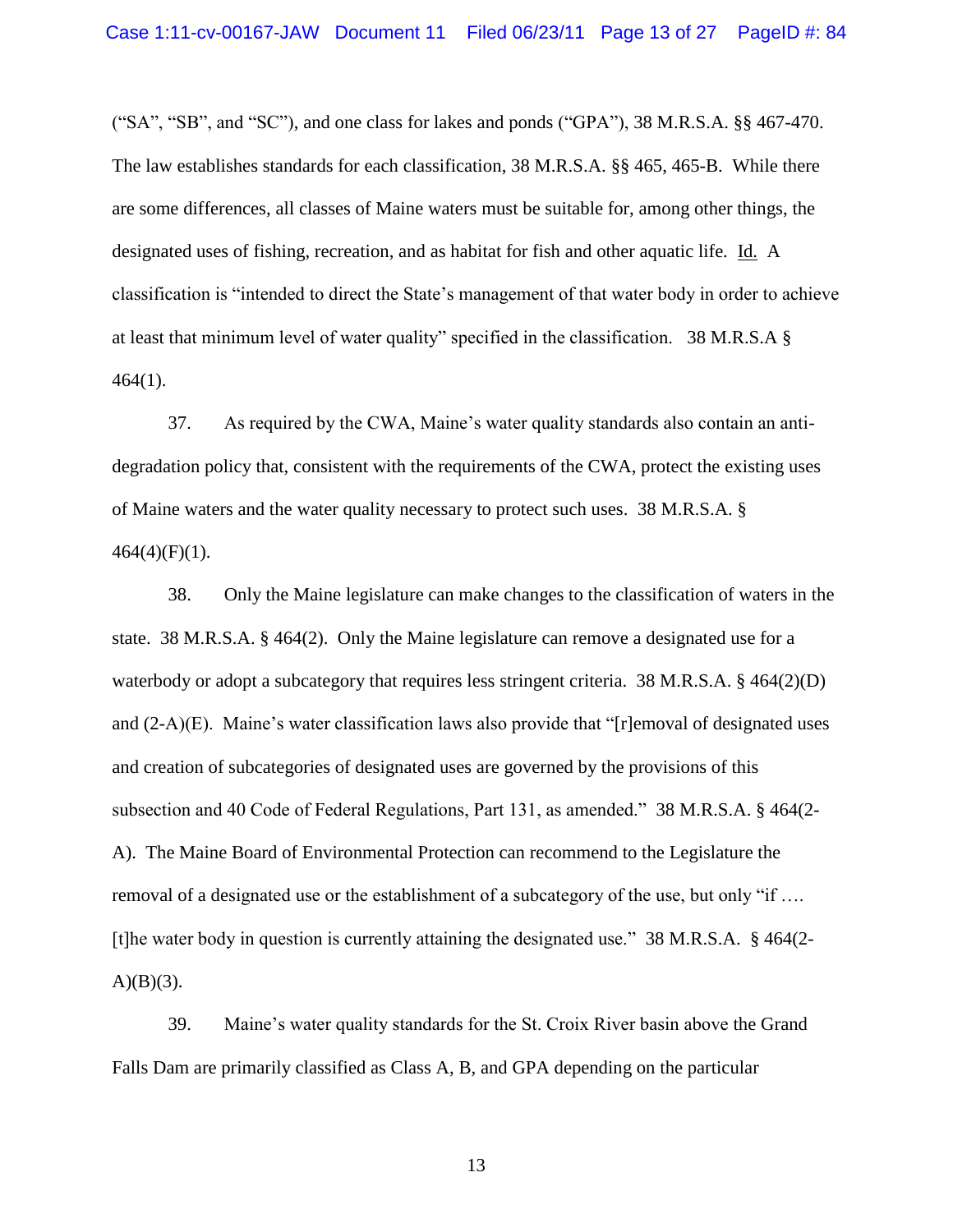("SA", "SB", and "SC"), and one class for lakes and ponds ("GPA"), 38 M.R.S.A. §§ 467-470. The law establishes standards for each classification, 38 M.R.S.A. §§ 465, 465-B. While there are some differences, all classes of Maine waters must be suitable for, among other things, the designated uses of fishing, recreation, and as habitat for fish and other aquatic life. Id. A classification is "intended to direct the State's management of that water body in order to achieve at least that minimum level of water quality" specified in the classification. 38 M.R.S.A § 464(1).

37. As required by the CWA, Maine's water quality standards also contain an anti-degradation policy that, consistent with the requirements of the CWA, protect the existing uses of Maine waters and the water quality necessary to protect such uses. 38 M.R.S.A. § 464(4)(F)(1).

38. Only the Maine legislature can make changes to the classification of waters in the state. 38 M.R.S.A. § 464(2). Only the Maine legislature can remove a designated use for a waterbody or adopt a subcategory that requires less stringent criteria. 38 M.R.S.A. § 464(2)(D) and (2-A)(E). Maine's water classification laws also provide that "[r]emoval of designated uses and creation of subcategories of designated uses are governed by the provisions of this subsection and 40 Code of Federal Regulations, Part 131, as amended." 38 M.R.S.A. § 464(2-A). The Maine Board of Environmental Protection can recommend to the Legislature the removal of a designated use or the establishment of a subcategory of the use, but only "if …. [t]he water body in question is currently attaining the designated use." 38 M.R.S.A. § 464(2-A)(B)(3).

39. Maine's water quality standards for the St. Croix River basin above the Grand Falls Dam are primarily classified as Class A, B, and GPA depending on the particular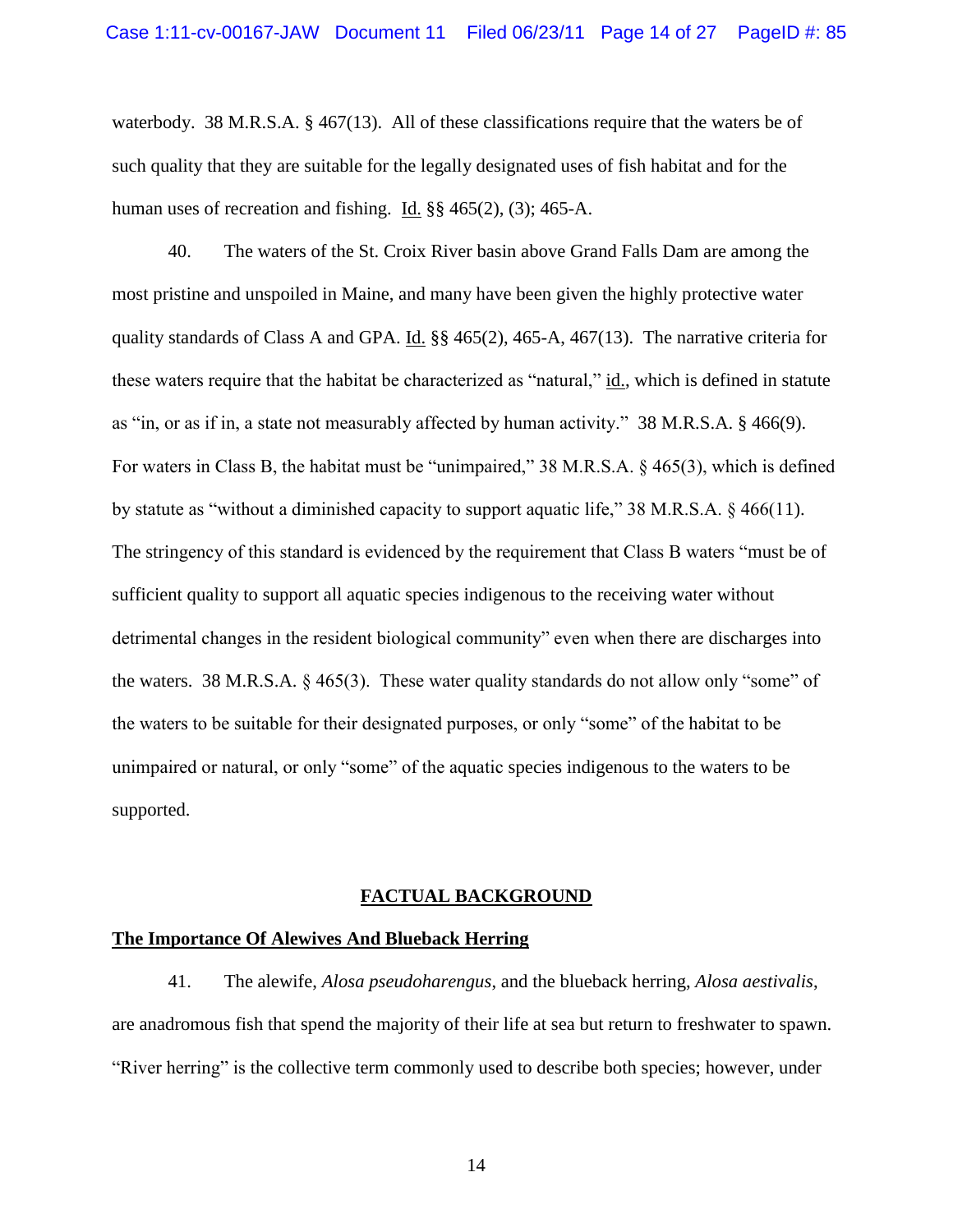waterbody. 38 M.R.S.A. § 467(13). All of these classifications require that the waters be of such quality that they are suitable for the legally designated uses of fish habitat and for the human uses of recreation and fishing. Id. §§ 465(2), (3); 465-A.

40. The waters of the St. Croix River basin above Grand Falls Dam are among the most pristine and unspoiled in Maine, and many have been given the highly protective water quality standards of Class A and GPA. Id. §§ 465(2), 465-A, 467(13). The narrative criteria for these waters require that the habitat be characterized as "natural," id., which is defined in statute as "in, or as if in, a state not measurably affected by human activity." 38 M.R.S.A. § 466(9). For waters in Class B, the habitat must be "unimpaired," 38 M.R.S.A. § 465(3), which is defined by statute as "without a diminished capacity to support aquatic life," 38 M.R.S.A. § 466(11). The stringency of this standard is evidenced by the requirement that Class B waters "must be of sufficient quality to support all aquatic species indigenous to the receiving water without detrimental changes in the resident biological community" even when there are discharges into the waters. 38 M.R.S.A. § 465(3). These water quality standards do not allow only "some" of the waters to be suitable for their designated purposes, or only "some" of the habitat to be unimpaired or natural, or only "some" of the aquatic species indigenous to the waters to be supported.

## FACTUAL BACKGROUND

### The Importance Of Alewives And Blueback Herring

41. The alewife, *Alosa pseudoharengus*, and the blueback herring, *Alosa aestivalis*, are anadromous fish that spend the majority of their life at sea but return to freshwater to spawn. "River herring" is the collective term commonly used to describe both species; however, under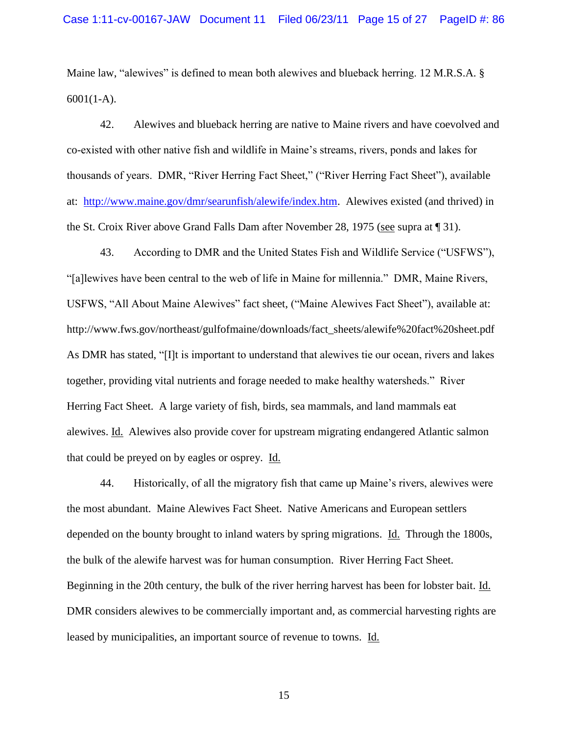Maine law, "alewives" is defined to mean both alewives and blueback herring. 12 M.R.S.A. § 6001(1-A).

42. Alewives and blueback herring are native to Maine rivers and have coevolved and co-existed with other native fish and wildlife in Maine's streams, rivers, ponds and lakes for thousands of years. DMR, "River Herring Fact Sheet," ("River Herring Fact Sheet"), available at: http://www.maine.gov/dmr/searunfish/alewife/index.htm. Alewives existed (and thrived) in the St. Croix River above Grand Falls Dam after November 28, 1975 (see supra at ¶ 31).

43. According to DMR and the United States Fish and Wildlife Service ("USFWS"), "[a]lewives have been central to the web of life in Maine for millennia." DMR, Maine Rivers, USFWS, "All About Maine Alewives" fact sheet, ("Maine Alewives Fact Sheet"), available at: http://www.fws.gov/northeast/gulfofmaine/downloads/fact_sheets/alewife%20fact%20sheet.pdf As DMR has stated, "[I]t is important to understand that alewives tie our ocean, rivers and lakes together, providing vital nutrients and forage needed to make healthy watersheds." River Herring Fact Sheet. A large variety of fish, birds, sea mammals, and land mammals eat alewives. Id. Alewives also provide cover for upstream migrating endangered Atlantic salmon that could be preyed on by eagles or osprey. Id.

44. Historically, of all the migratory fish that came up Maine's rivers, alewives were the most abundant. Maine Alewives Fact Sheet. Native Americans and European settlers depended on the bounty brought to inland waters by spring migrations. Id. Through the 1800s, the bulk of the alewife harvest was for human consumption. River Herring Fact Sheet. Beginning in the 20th century, the bulk of the river herring harvest has been for lobster bait. Id. DMR considers alewives to be commercially important and, as commercial harvesting rights are leased by municipalities, an important source of revenue to towns. Id.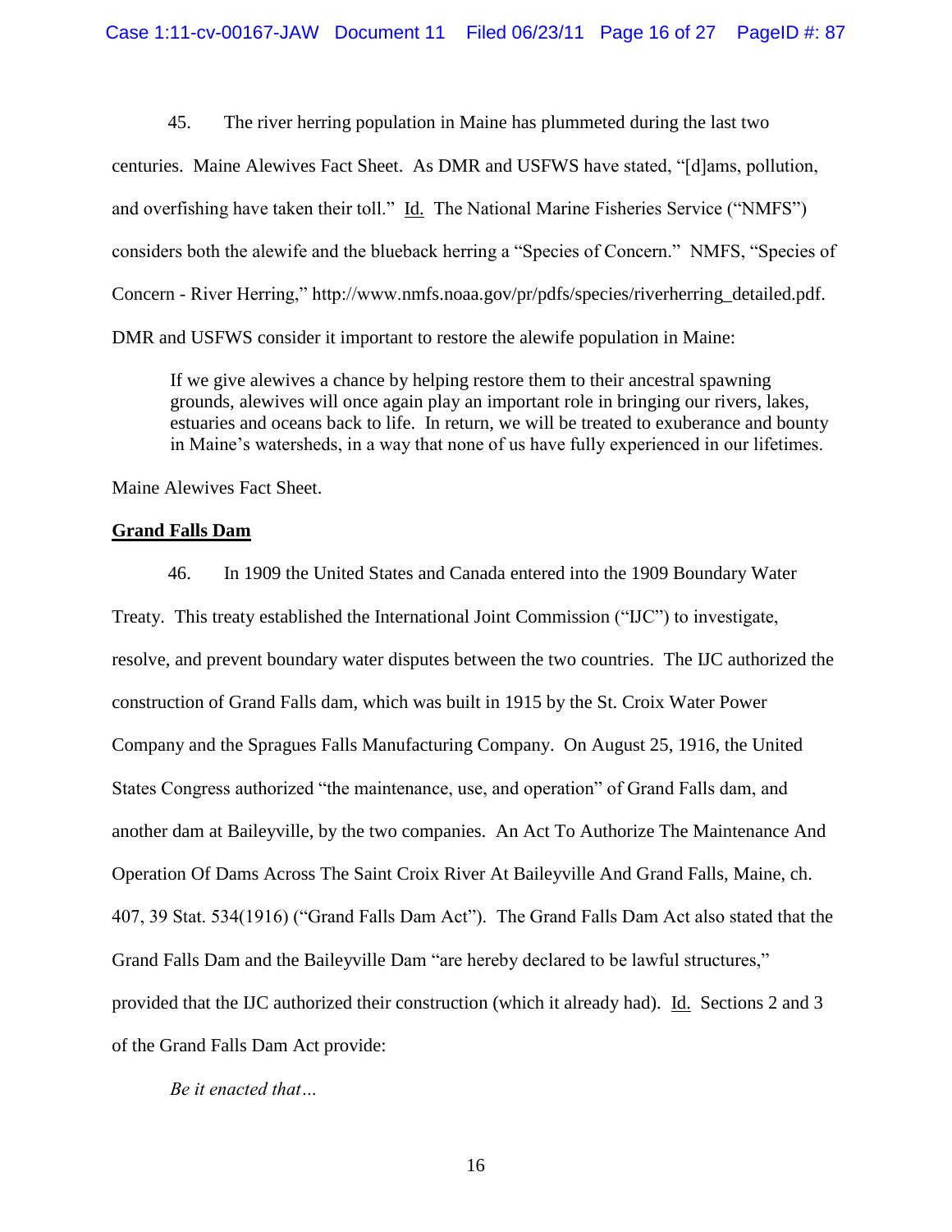45. The river herring population in Maine has plummeted during the last two centuries. Maine Alewives Fact Sheet. As DMR and USFWS have stated, "[d]ams, pollution, and overfishing have taken their toll." Id. The National Marine Fisheries Service ("NMFS") considers both the alewife and the blueback herring a "Species of Concern." NMFS, "Species of Concern - River Herring," http://www.nmfs.noaa.gov/pr/pdfs/species/riverherring_detailed.pdf. DMR and USFWS consider it important to restore the alewife population in Maine:

> If we give alewives a chance by helping restore them to their ancestral spawning grounds, alewives will once again play an important role in bringing our rivers, lakes, estuaries and oceans back to life. In return, we will be treated to exuberance and bounty in Maine's watersheds, in a way that none of us have fully experienced in our lifetimes.

Maine Alewives Fact Sheet.

**Grand Falls Dam**

46. In 1909 the United States and Canada entered into the 1909 Boundary Water Treaty. This treaty established the International Joint Commission ("IJC") to investigate, resolve, and prevent boundary water disputes between the two countries. The IJC authorized the construction of Grand Falls dam, which was built in 1915 by the St. Croix Water Power Company and the Spragues Falls Manufacturing Company. On August 25, 1916, the United States Congress authorized "the maintenance, use, and operation" of Grand Falls dam, and another dam at Baileyville, by the two companies. An Act To Authorize The Maintenance And Operation Of Dams Across The Saint Croix River At Baileyville And Grand Falls, Maine, ch. 407, 39 Stat. 534(1916) ("Grand Falls Dam Act"). The Grand Falls Dam Act also stated that the Grand Falls Dam and the Baileyville Dam "are hereby declared to be lawful structures," provided that the IJC authorized their construction (which it already had). Id. Sections 2 and 3 of the Grand Falls Dam Act provide:

> *Be it enacted that…*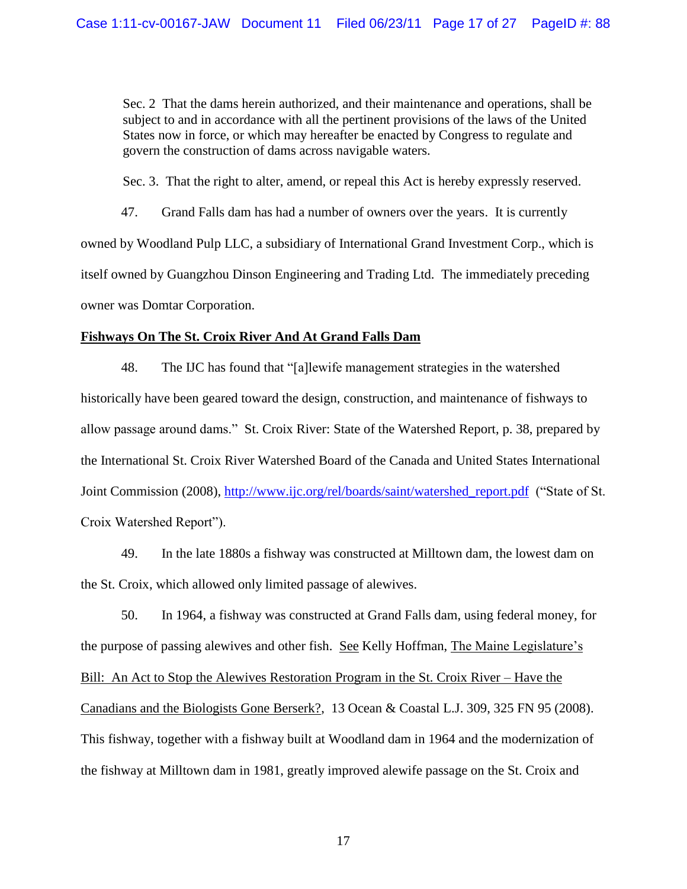Sec. 2 That the dams herein authorized, and their maintenance and operations, shall be subject to and in accordance with all the pertinent provisions of the laws of the United States now in force, or which may hereafter be enacted by Congress to regulate and govern the construction of dams across navigable waters.

Sec. 3. That the right to alter, amend, or repeal this Act is hereby expressly reserved.

47. Grand Falls dam has had a number of owners over the years. It is currently owned by Woodland Pulp LLC, a subsidiary of International Grand Investment Corp., which is itself owned by Guangzhou Dinson Engineering and Trading Ltd. The immediately preceding owner was Domtar Corporation.

**Fishways On The St. Croix River And At Grand Falls Dam**

48. The IJC has found that "[a]lewife management strategies in the watershed historically have been geared toward the design, construction, and maintenance of fishways to allow passage around dams." St. Croix River: State of the Watershed Report, p. 38, prepared by the International St. Croix River Watershed Board of the Canada and United States International Joint Commission (2008), http://www.ijc.org/rel/boards/saint/watershed_report.pdf ("State of St. Croix Watershed Report").

49. In the late 1880s a fishway was constructed at Milltown dam, the lowest dam on the St. Croix, which allowed only limited passage of alewives.

50. In 1964, a fishway was constructed at Grand Falls dam, using federal money, for the purpose of passing alewives and other fish. See Kelly Hoffman, The Maine Legislature's Bill: An Act to Stop the Alewives Restoration Program in the St. Croix River – Have the Canadians and the Biologists Gone Berserk?, 13 Ocean & Coastal L.J. 309, 325 FN 95 (2008). This fishway, together with a fishway built at Woodland dam in 1964 and the modernization of the fishway at Milltown dam in 1981, greatly improved alewife passage on the St. Croix and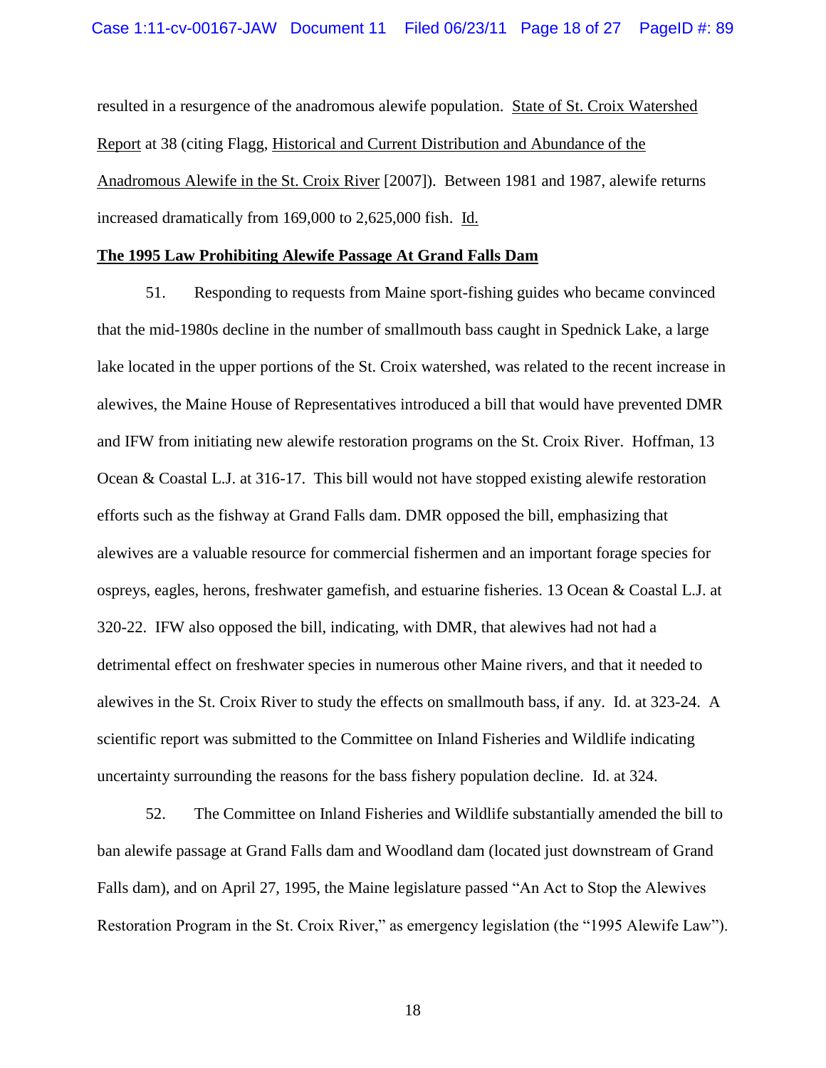resulted in a resurgence of the anadromous alewife population. State of St. Croix Watershed Report at 38 (citing Flagg, Historical and Current Distribution and Abundance of the Anadromous Alewife in the St. Croix River [2007]). Between 1981 and 1987, alewife returns increased dramatically from 169,000 to 2,625,000 fish. Id.

**The 1995 Law Prohibiting Alewife Passage At Grand Falls Dam**

51. Responding to requests from Maine sport-fishing guides who became convinced that the mid-1980s decline in the number of smallmouth bass caught in Spednick Lake, a large lake located in the upper portions of the St. Croix watershed, was related to the recent increase in alewives, the Maine House of Representatives introduced a bill that would have prevented DMR and IFW from initiating new alewife restoration programs on the St. Croix River. Hoffman, 13 Ocean & Coastal L.J. at 316-17. This bill would not have stopped existing alewife restoration efforts such as the fishway at Grand Falls dam. DMR opposed the bill, emphasizing that alewives are a valuable resource for commercial fishermen and an important forage species for ospreys, eagles, herons, freshwater gamefish, and estuarine fisheries. 13 Ocean & Coastal L.J. at 320-22. IFW also opposed the bill, indicating, with DMR, that alewives had not had a detrimental effect on freshwater species in numerous other Maine rivers, and that it needed to alewives in the St. Croix River to study the effects on smallmouth bass, if any. Id. at 323-24. A scientific report was submitted to the Committee on Inland Fisheries and Wildlife indicating uncertainty surrounding the reasons for the bass fishery population decline. Id. at 324.

52. The Committee on Inland Fisheries and Wildlife substantially amended the bill to ban alewife passage at Grand Falls dam and Woodland dam (located just downstream of Grand Falls dam), and on April 27, 1995, the Maine legislature passed "An Act to Stop the Alewives Restoration Program in the St. Croix River," as emergency legislation (the "1995 Alewife Law").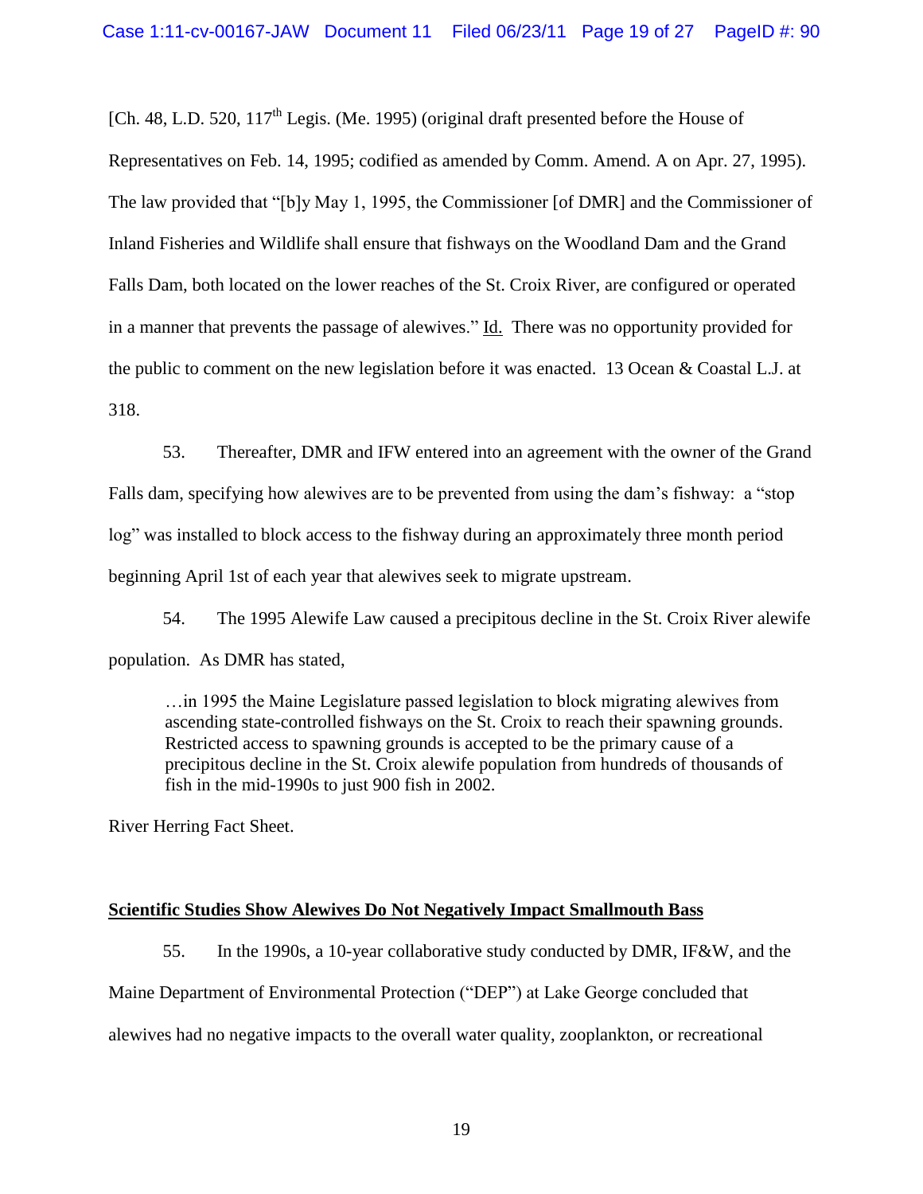[Ch. 48, L.D. 520, 117th Legis. (Me. 1995) (original draft presented before the House of Representatives on Feb. 14, 1995; codified as amended by Comm. Amend. A on Apr. 27, 1995). The law provided that "[b]y May 1, 1995, the Commissioner [of DMR] and the Commissioner of Inland Fisheries and Wildlife shall ensure that fishways on the Woodland Dam and the Grand Falls Dam, both located on the lower reaches of the St. Croix River, are configured or operated in a manner that prevents the passage of alewives." Id. There was no opportunity provided for the public to comment on the new legislation before it was enacted. 13 Ocean & Coastal L.J. at 318.

53. Thereafter, DMR and IFW entered into an agreement with the owner of the Grand Falls dam, specifying how alewives are to be prevented from using the dam's fishway: a "stop log" was installed to block access to the fishway during an approximately three month period beginning April 1st of each year that alewives seek to migrate upstream.

54. The 1995 Alewife Law caused a precipitous decline in the St. Croix River alewife population. As DMR has stated,

> …in 1995 the Maine Legislature passed legislation to block migrating alewives from ascending state-controlled fishways on the St. Croix to reach their spawning grounds. Restricted access to spawning grounds is accepted to be the primary cause of a precipitous decline in the St. Croix alewife population from hundreds of thousands of fish in the mid-1990s to just 900 fish in 2002.

River Herring Fact Sheet.

**Scientific Studies Show Alewives Do Not Negatively Impact Smallmouth Bass**

55. In the 1990s, a 10-year collaborative study conducted by DMR, IF&W, and the Maine Department of Environmental Protection ("DEP") at Lake George concluded that alewives had no negative impacts to the overall water quality, zooplankton, or recreational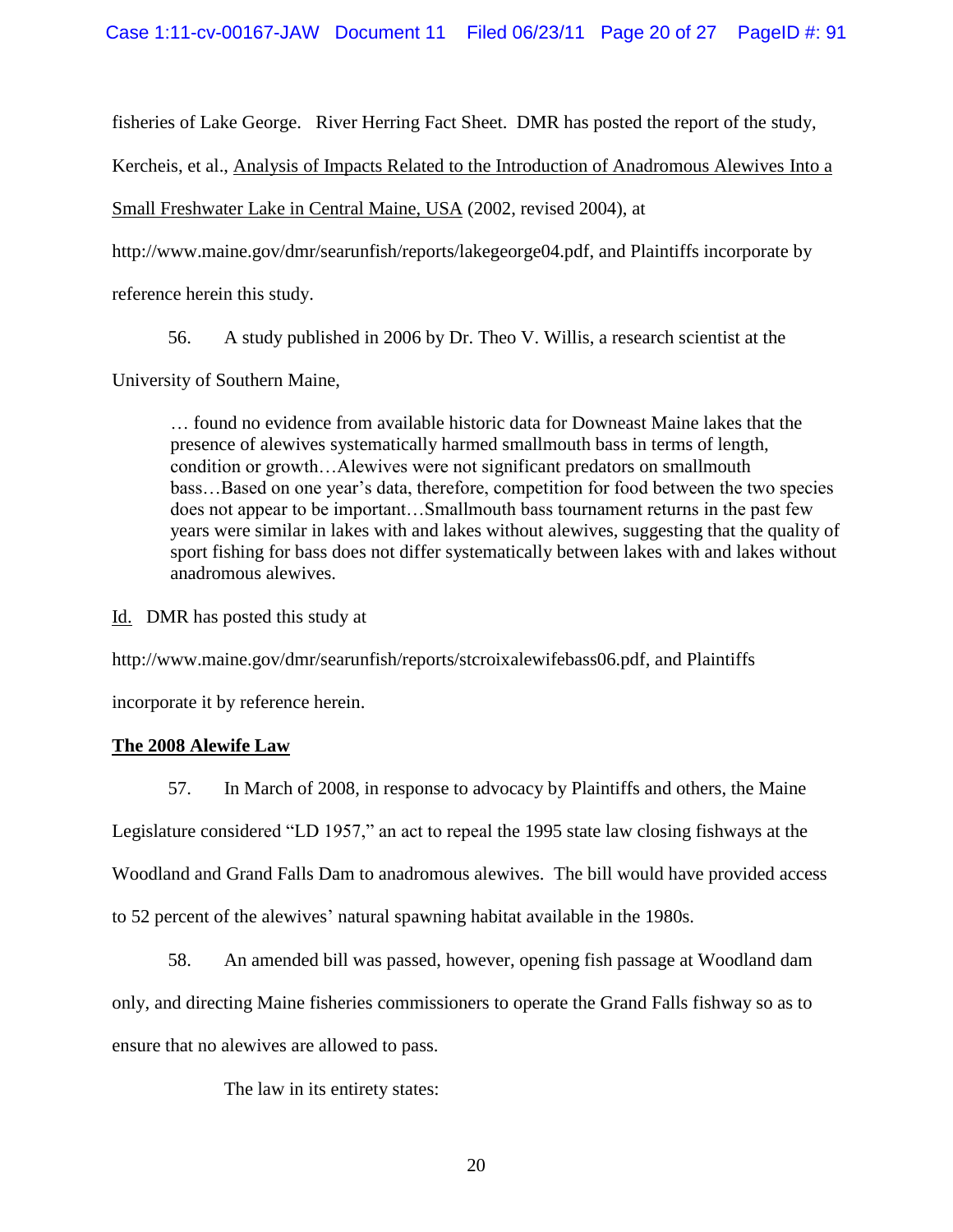fisheries of Lake George. River Herring Fact Sheet. DMR has posted the report of the study, Kercheis, et al., Analysis of Impacts Related to the Introduction of Anadromous Alewives Into a Small Freshwater Lake in Central Maine, USA (2002, revised 2004), at http://www.maine.gov/dmr/searunfish/reports/lakegeorge04.pdf, and Plaintiffs incorporate by reference herein this study.

56. A study published in 2006 by Dr. Theo V. Willis, a research scientist at the University of Southern Maine,

> … found no evidence from available historic data for Downeast Maine lakes that the presence of alewives systematically harmed smallmouth bass in terms of length, condition or growth…Alewives were not significant predators on smallmouth bass…Based on one year's data, therefore, competition for food between the two species does not appear to be important…Smallmouth bass tournament returns in the past few years were similar in lakes with and lakes without alewives, suggesting that the quality of sport fishing for bass does not differ systematically between lakes with and lakes without anadromous alewives.

Id. DMR has posted this study at http://www.maine.gov/dmr/searunfish/reports/stcroixalewifebass06.pdf, and Plaintiffs incorporate it by reference herein.

**The 2008 Alewife Law**

57. In March of 2008, in response to advocacy by Plaintiffs and others, the Maine Legislature considered "LD 1957," an act to repeal the 1995 state law closing fishways at the Woodland and Grand Falls Dam to anadromous alewives. The bill would have provided access to 52 percent of the alewives' natural spawning habitat available in the 1980s.

58. An amended bill was passed, however, opening fish passage at Woodland dam only, and directing Maine fisheries commissioners to operate the Grand Falls fishway so as to ensure that no alewives are allowed to pass.

The law in its entirety states: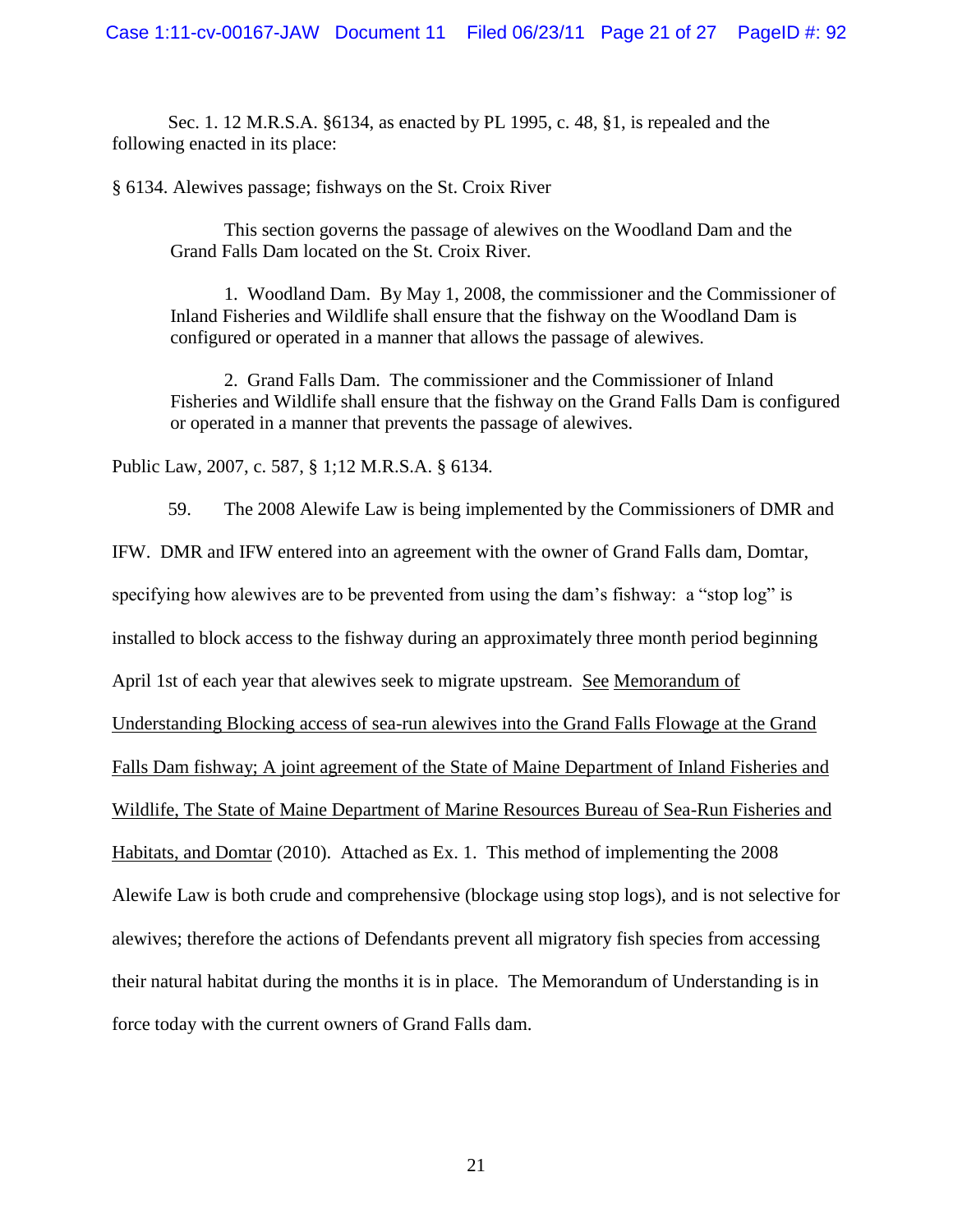Sec. 1. 12 M.R.S.A. §6134, as enacted by PL 1995, c. 48, §1, is repealed and the following enacted in its place:

§ 6134. Alewives passage; fishways on the St. Croix River

> This section governs the passage of alewives on the Woodland Dam and the Grand Falls Dam located on the St. Croix River.
>
> 1. Woodland Dam. By May 1, 2008, the commissioner and the Commissioner of Inland Fisheries and Wildlife shall ensure that the fishway on the Woodland Dam is configured or operated in a manner that allows the passage of alewives.
>
> 2. Grand Falls Dam. The commissioner and the Commissioner of Inland Fisheries and Wildlife shall ensure that the fishway on the Grand Falls Dam is configured or operated in a manner that prevents the passage of alewives.

Public Law, 2007, c. 587, § 1;12 M.R.S.A. § 6134.

59. The 2008 Alewife Law is being implemented by the Commissioners of DMR and IFW. DMR and IFW entered into an agreement with the owner of Grand Falls dam, Domtar, specifying how alewives are to be prevented from using the dam's fishway: a "stop log" is installed to block access to the fishway during an approximately three month period beginning April 1st of each year that alewives seek to migrate upstream. See Memorandum of Understanding Blocking access of sea-run alewives into the Grand Falls Flowage at the Grand Falls Dam fishway; A joint agreement of the State of Maine Department of Inland Fisheries and Wildlife, The State of Maine Department of Marine Resources Bureau of Sea-Run Fisheries and Habitats, and Domtar (2010). Attached as Ex. 1. This method of implementing the 2008 Alewife Law is both crude and comprehensive (blockage using stop logs), and is not selective for alewives; therefore the actions of Defendants prevent all migratory fish species from accessing their natural habitat during the months it is in place. The Memorandum of Understanding is in force today with the current owners of Grand Falls dam.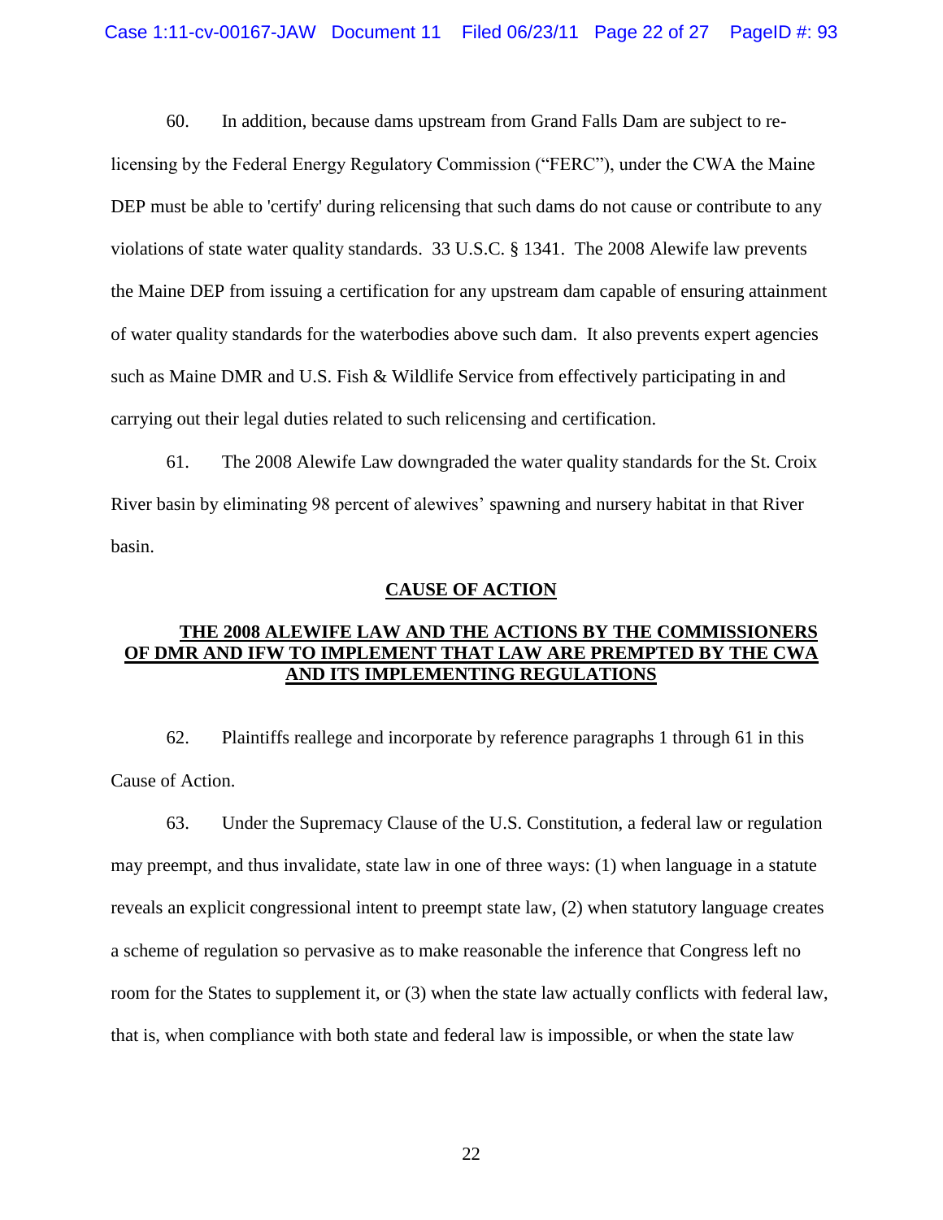60. In addition, because dams upstream from Grand Falls Dam are subject to re-licensing by the Federal Energy Regulatory Commission ("FERC"), under the CWA the Maine DEP must be able to 'certify' during relicensing that such dams do not cause or contribute to any violations of state water quality standards. 33 U.S.C. § 1341. The 2008 Alewife law prevents the Maine DEP from issuing a certification for any upstream dam capable of ensuring attainment of water quality standards for the waterbodies above such dam. It also prevents expert agencies such as Maine DMR and U.S. Fish & Wildlife Service from effectively participating in and carrying out their legal duties related to such relicensing and certification.

61. The 2008 Alewife Law downgraded the water quality standards for the St. Croix River basin by eliminating 98 percent of alewives' spawning and nursery habitat in that River basin.

## CAUSE OF ACTION

### THE 2008 ALEWIFE LAW AND THE ACTIONS BY THE COMMISSIONERS OF DMR AND IFW TO IMPLEMENT THAT LAW ARE PREMPTED BY THE CWA AND ITS IMPLEMENTING REGULATIONS

62. Plaintiffs reallege and incorporate by reference paragraphs 1 through 61 in this Cause of Action.

63. Under the Supremacy Clause of the U.S. Constitution, a federal law or regulation may preempt, and thus invalidate, state law in one of three ways: (1) when language in a statute reveals an explicit congressional intent to preempt state law, (2) when statutory language creates a scheme of regulation so pervasive as to make reasonable the inference that Congress left no room for the States to supplement it, or (3) when the state law actually conflicts with federal law, that is, when compliance with both state and federal law is impossible, or when the state law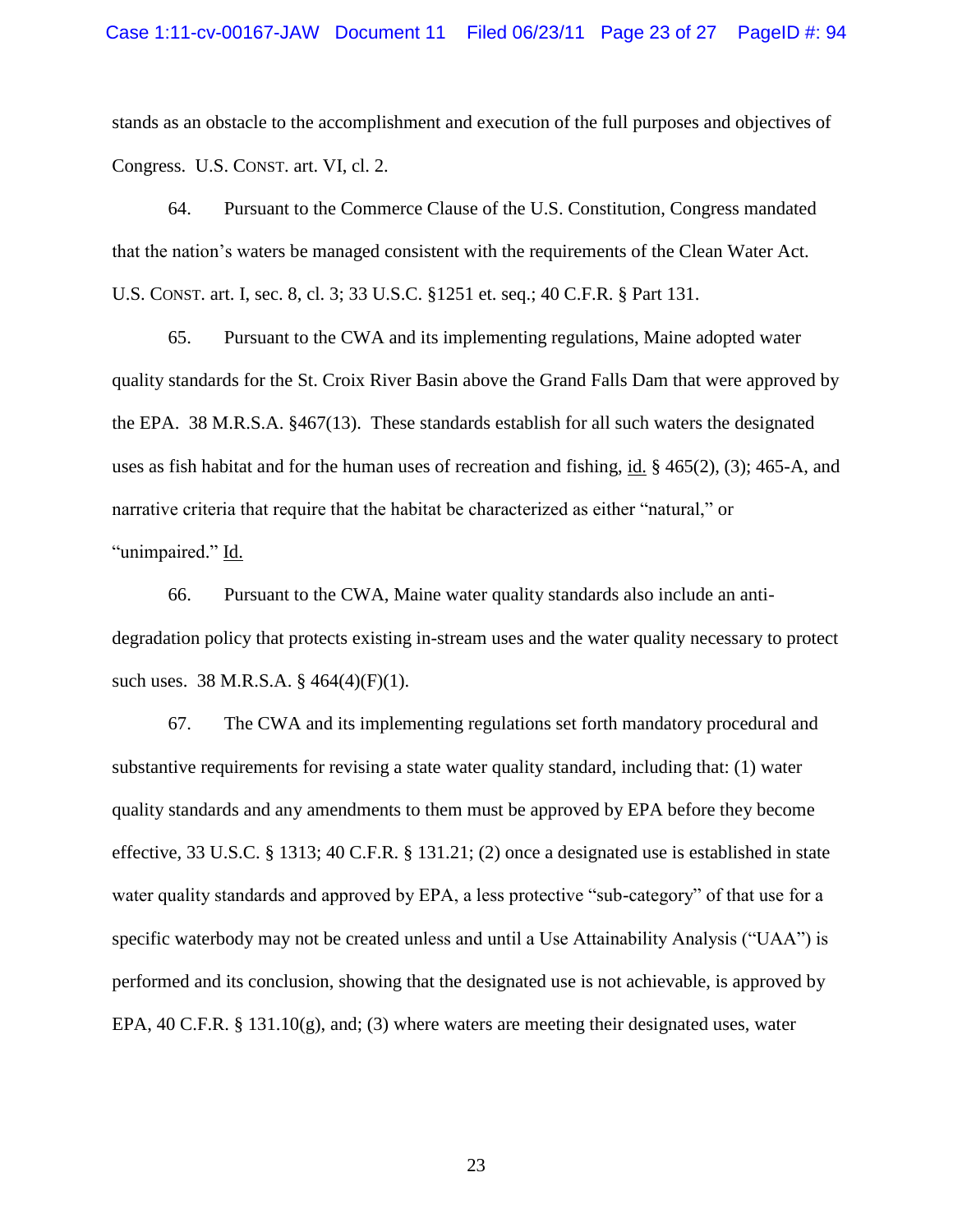stands as an obstacle to the accomplishment and execution of the full purposes and objectives of Congress. U.S. CONST. art. VI, cl. 2.

64. Pursuant to the Commerce Clause of the U.S. Constitution, Congress mandated that the nation's waters be managed consistent with the requirements of the Clean Water Act. U.S. CONST. art. I, sec. 8, cl. 3; 33 U.S.C. §1251 et. seq.; 40 C.F.R. § Part 131.

65. Pursuant to the CWA and its implementing regulations, Maine adopted water quality standards for the St. Croix River Basin above the Grand Falls Dam that were approved by the EPA. 38 M.R.S.A. §467(13). These standards establish for all such waters the designated uses as fish habitat and for the human uses of recreation and fishing, id. § 465(2), (3); 465-A, and narrative criteria that require that the habitat be characterized as either "natural," or "unimpaired." Id.

66. Pursuant to the CWA, Maine water quality standards also include an anti-degradation policy that protects existing in-stream uses and the water quality necessary to protect such uses. 38 M.R.S.A. § 464(4)(F)(1).

67. The CWA and its implementing regulations set forth mandatory procedural and substantive requirements for revising a state water quality standard, including that: (1) water quality standards and any amendments to them must be approved by EPA before they become effective, 33 U.S.C. § 1313; 40 C.F.R. § 131.21; (2) once a designated use is established in state water quality standards and approved by EPA, a less protective "sub-category" of that use for a specific waterbody may not be created unless and until a Use Attainability Analysis ("UAA") is performed and its conclusion, showing that the designated use is not achievable, is approved by EPA, 40 C.F.R. § 131.10(g), and; (3) where waters are meeting their designated uses, water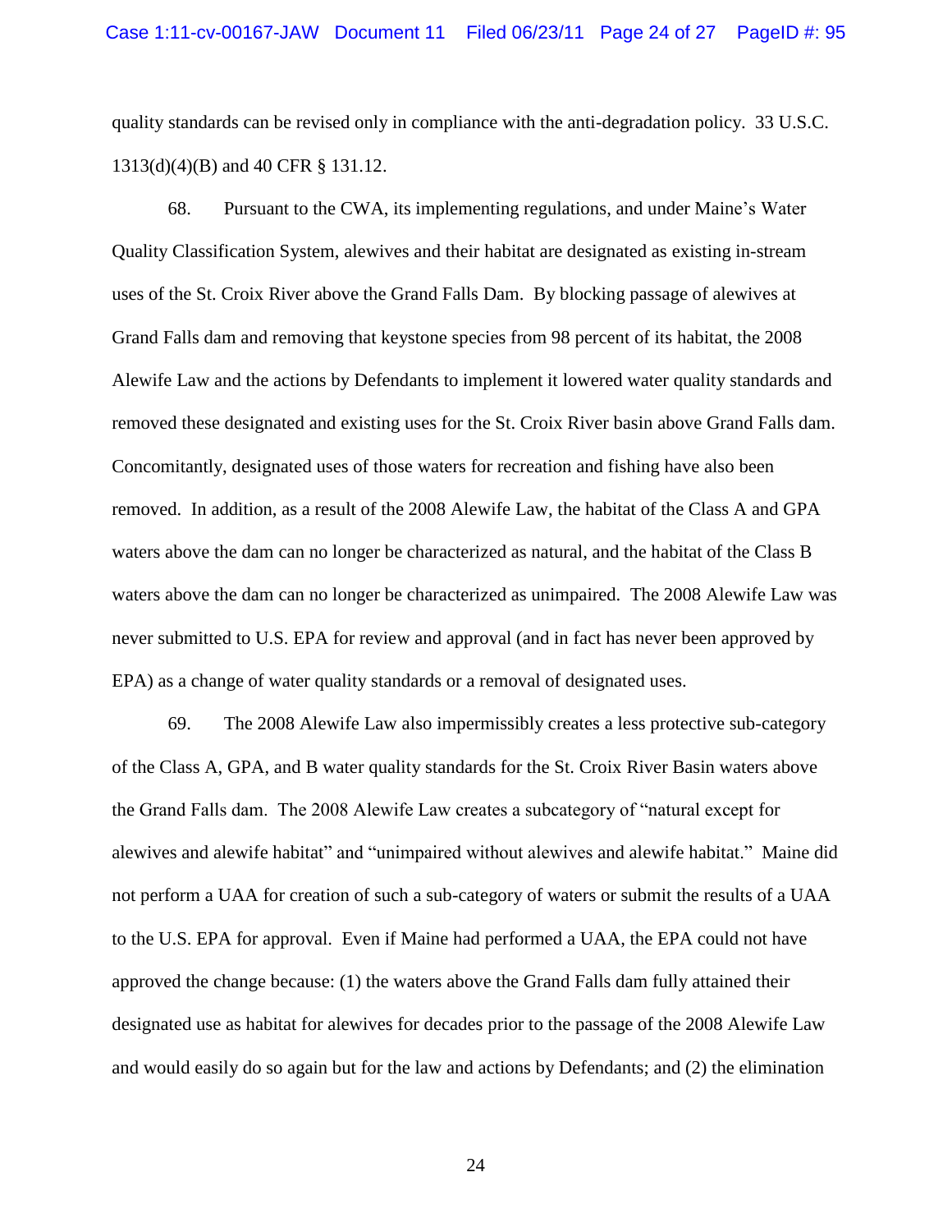quality standards can be revised only in compliance with the anti-degradation policy. 33 U.S.C. 1313(d)(4)(B) and 40 CFR § 131.12.

68. Pursuant to the CWA, its implementing regulations, and under Maine's Water Quality Classification System, alewives and their habitat are designated as existing in-stream uses of the St. Croix River above the Grand Falls Dam. By blocking passage of alewives at Grand Falls dam and removing that keystone species from 98 percent of its habitat, the 2008 Alewife Law and the actions by Defendants to implement it lowered water quality standards and removed these designated and existing uses for the St. Croix River basin above Grand Falls dam. Concomitantly, designated uses of those waters for recreation and fishing have also been removed. In addition, as a result of the 2008 Alewife Law, the habitat of the Class A and GPA waters above the dam can no longer be characterized as natural, and the habitat of the Class B waters above the dam can no longer be characterized as unimpaired. The 2008 Alewife Law was never submitted to U.S. EPA for review and approval (and in fact has never been approved by EPA) as a change of water quality standards or a removal of designated uses.

69. The 2008 Alewife Law also impermissibly creates a less protective sub-category of the Class A, GPA, and B water quality standards for the St. Croix River Basin waters above the Grand Falls dam. The 2008 Alewife Law creates a subcategory of "natural except for alewives and alewife habitat" and "unimpaired without alewives and alewife habitat." Maine did not perform a UAA for creation of such a sub-category of waters or submit the results of a UAA to the U.S. EPA for approval. Even if Maine had performed a UAA, the EPA could not have approved the change because: (1) the waters above the Grand Falls dam fully attained their designated use as habitat for alewives for decades prior to the passage of the 2008 Alewife Law and would easily do so again but for the law and actions by Defendants; and (2) the elimination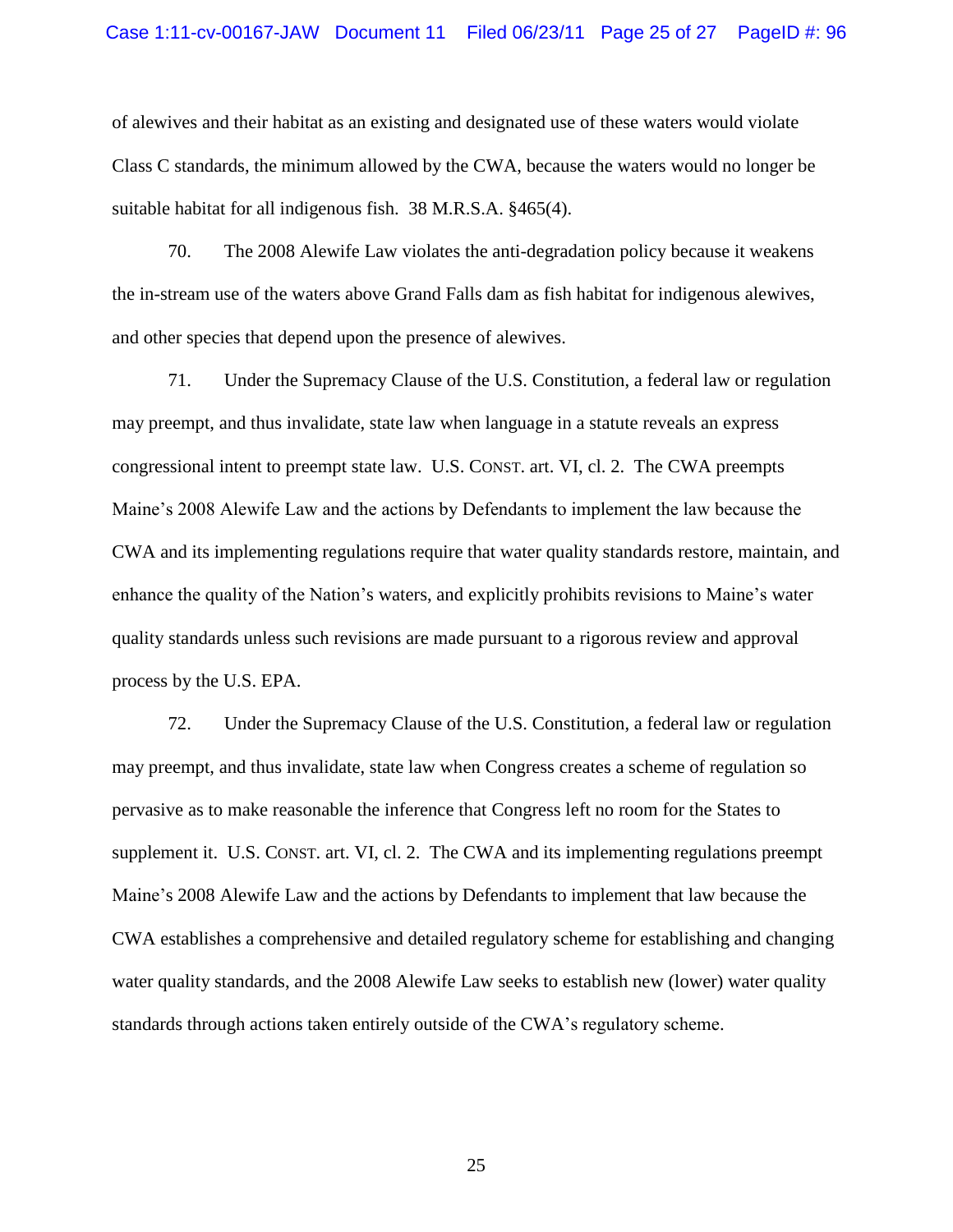of alewives and their habitat as an existing and designated use of these waters would violate Class C standards, the minimum allowed by the CWA, because the waters would no longer be suitable habitat for all indigenous fish. 38 M.R.S.A. §465(4).

70. The 2008 Alewife Law violates the anti-degradation policy because it weakens the in-stream use of the waters above Grand Falls dam as fish habitat for indigenous alewives, and other species that depend upon the presence of alewives.

71. Under the Supremacy Clause of the U.S. Constitution, a federal law or regulation may preempt, and thus invalidate, state law when language in a statute reveals an express congressional intent to preempt state law. U.S. CONST. art. VI, cl. 2. The CWA preempts Maine's 2008 Alewife Law and the actions by Defendants to implement the law because the CWA and its implementing regulations require that water quality standards restore, maintain, and enhance the quality of the Nation's waters, and explicitly prohibits revisions to Maine's water quality standards unless such revisions are made pursuant to a rigorous review and approval process by the U.S. EPA.

72. Under the Supremacy Clause of the U.S. Constitution, a federal law or regulation may preempt, and thus invalidate, state law when Congress creates a scheme of regulation so pervasive as to make reasonable the inference that Congress left no room for the States to supplement it. U.S. CONST. art. VI, cl. 2. The CWA and its implementing regulations preempt Maine's 2008 Alewife Law and the actions by Defendants to implement that law because the CWA establishes a comprehensive and detailed regulatory scheme for establishing and changing water quality standards, and the 2008 Alewife Law seeks to establish new (lower) water quality standards through actions taken entirely outside of the CWA's regulatory scheme.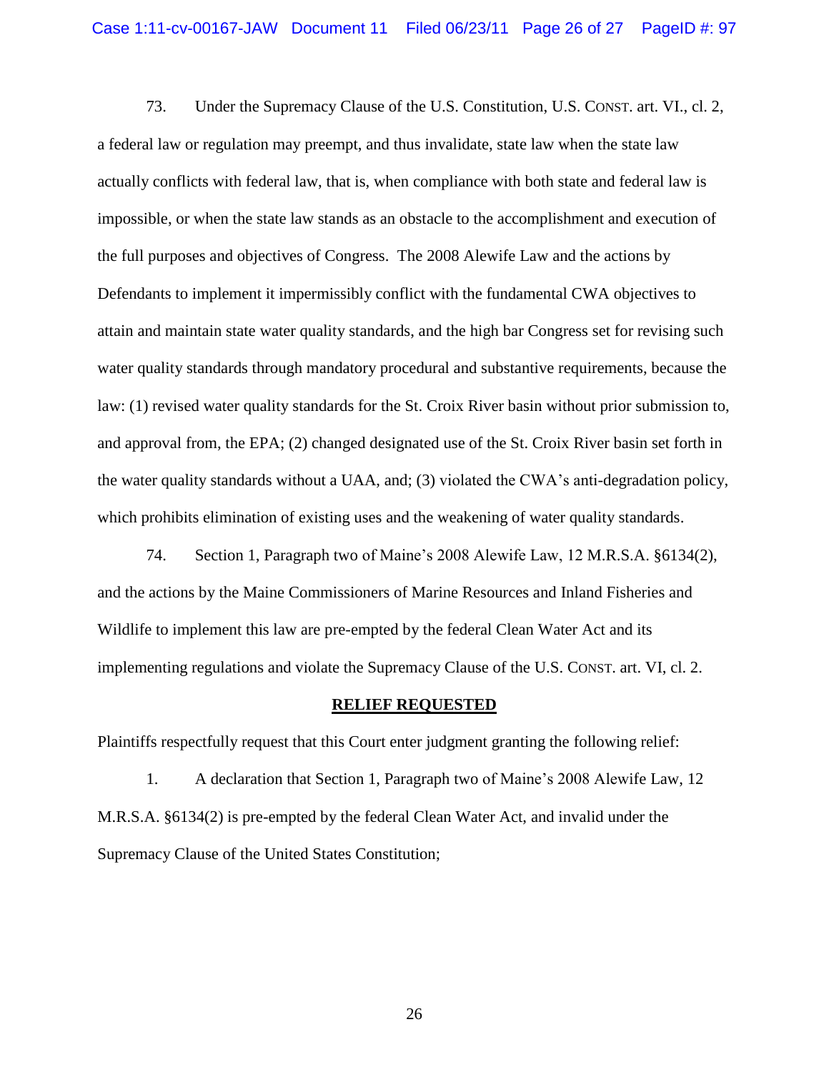73. Under the Supremacy Clause of the U.S. Constitution, U.S. CONST. art. VI., cl. 2, a federal law or regulation may preempt, and thus invalidate, state law when the state law actually conflicts with federal law, that is, when compliance with both state and federal law is impossible, or when the state law stands as an obstacle to the accomplishment and execution of the full purposes and objectives of Congress. The 2008 Alewife Law and the actions by Defendants to implement it impermissibly conflict with the fundamental CWA objectives to attain and maintain state water quality standards, and the high bar Congress set for revising such water quality standards through mandatory procedural and substantive requirements, because the law: (1) revised water quality standards for the St. Croix River basin without prior submission to, and approval from, the EPA; (2) changed designated use of the St. Croix River basin set forth in the water quality standards without a UAA, and; (3) violated the CWA's anti-degradation policy, which prohibits elimination of existing uses and the weakening of water quality standards.

74. Section 1, Paragraph two of Maine's 2008 Alewife Law, 12 M.R.S.A. §6134(2), and the actions by the Maine Commissioners of Marine Resources and Inland Fisheries and Wildlife to implement this law are pre-empted by the federal Clean Water Act and its implementing regulations and violate the Supremacy Clause of the U.S. CONST. art. VI, cl. 2.

## RELIEF REQUESTED

Plaintiffs respectfully request that this Court enter judgment granting the following relief:

1. A declaration that Section 1, Paragraph two of Maine's 2008 Alewife Law, 12 M.R.S.A. §6134(2) is pre-empted by the federal Clean Water Act, and invalid under the Supremacy Clause of the United States Constitution;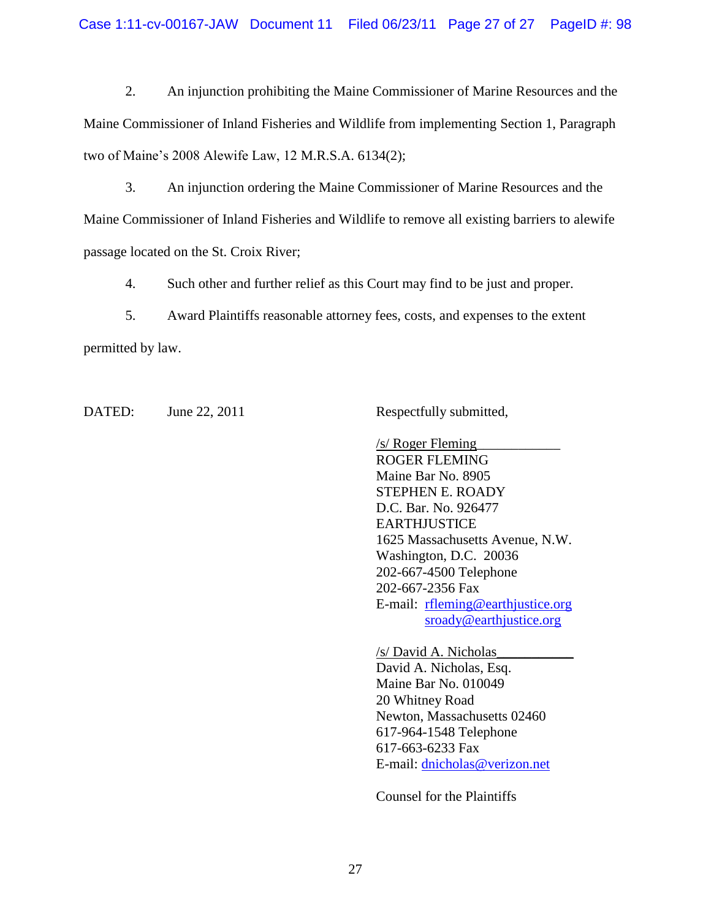2. An injunction prohibiting the Maine Commissioner of Marine Resources and the Maine Commissioner of Inland Fisheries and Wildlife from implementing Section 1, Paragraph two of Maine's 2008 Alewife Law, 12 M.R.S.A. 6134(2);

3. An injunction ordering the Maine Commissioner of Marine Resources and the Maine Commissioner of Inland Fisheries and Wildlife to remove all existing barriers to alewife passage located on the St. Croix River;

4. Such other and further relief as this Court may find to be just and proper.

5. Award Plaintiffs reasonable attorney fees, costs, and expenses to the extent permitted by law.

DATED: June 22, 2011

Respectfully submitted,

/s/ Roger Fleming
ROGER FLEMING
Maine Bar No. 8905
STEPHEN E. ROADY
D.C. Bar. No. 926477
EARTHJUSTICE
1625 Massachusetts Avenue, N.W.
Washington, D.C. 20036
202-667-4500 Telephone
202-667-2356 Fax
E-mail: rfleming@earthjustice.org
sroady@earthjustice.org

/s/ David A. Nicholas
David A. Nicholas, Esq.
Maine Bar No. 010049
20 Whitney Road
Newton, Massachusetts 02460
617-964-1548 Telephone
617-663-6233 Fax
E-mail: dnicholas@verizon.net

Counsel for the Plaintiffs